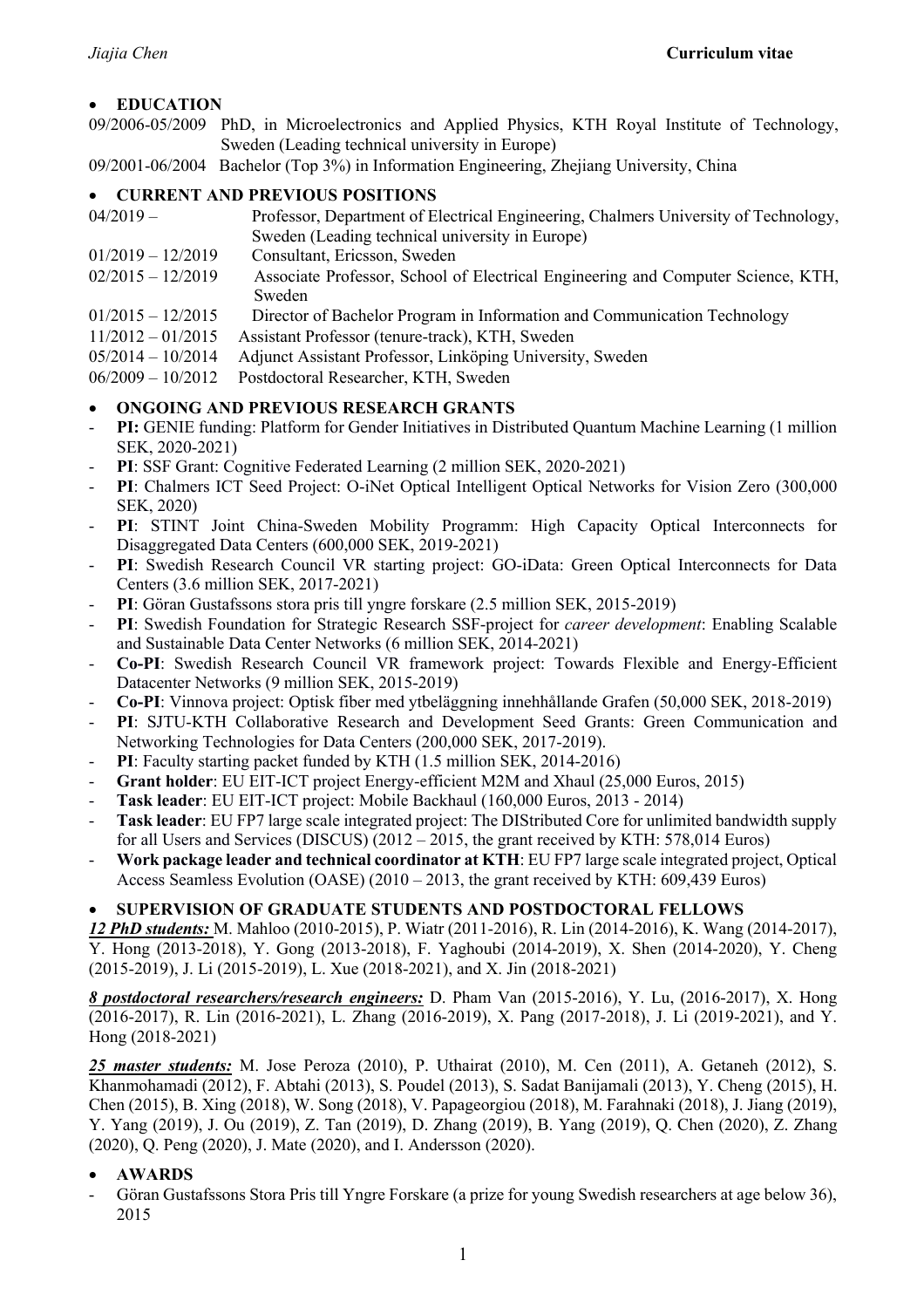- **EDUCATION**

09/2006-05/2009 PhD, in Microelectronics and Applied Physics, KTH Royal Institute of Technology, Sweden (Leading technical university in Europe)

09/2001-06/2004 Bachelor (Top 3%) in Information Engineering, Zhejiang University, China

- **CURRENT AND PREVIOUS POSITIONS**

04/2019 – Professor, Department of Electrical Engineering, Chalmers University of Technology, Sweden (Leading technical university in Europe)

01/2019 – 12/2019 Consultant, Ericsson, Sweden

02/2015 – 12/2019 Associate Professor, School of Electrical Engineering and Computer Science, KTH, Sweden

01/2015 – 12/2015 Director of Bachelor Program in Information and Communication Technology

11/2012 – 01/2015 Assistant Professor (tenure-track), KTH, Sweden

05/2014 – 10/2014 Adjunct Assistant Professor, Linköping University, Sweden

06/2009 – 10/2012 Postdoctoral Researcher, KTH, Sweden

- **ONGOING AND PREVIOUS RESEARCH GRANTS**

- **PI:** GENIE funding: Platform for Gender Initiatives in Distributed Quantum Machine Learning (1 million SEK, 2020-2021)
- **PI**: SSF Grant: Cognitive Federated Learning (2 million SEK, 2020-2021)
- **PI**: Chalmers ICT Seed Project: O-iNet Optical Intelligent Optical Networks for Vision Zero (300,000 SEK, 2020)
- **PI**: STINT Joint China-Sweden Mobility Programm: High Capacity Optical Interconnects for Disaggregated Data Centers (600,000 SEK, 2019-2021)
- **PI**: Swedish Research Council VR starting project: GO-iData: Green Optical Interconnects for Data Centers (3.6 million SEK, 2017-2021)
- **PI**: Göran Gustafssons stora pris till yngre forskare (2.5 million SEK, 2015-2019)
- **PI**: Swedish Foundation for Strategic Research SSF-project for *career development*: Enabling Scalable and Sustainable Data Center Networks (6 million SEK, 2014-2021)
- **Co-PI**: Swedish Research Council VR framework project: Towards Flexible and Energy-Efficient Datacenter Networks (9 million SEK, 2015-2019)
- **Co-PI**: Vinnova project: Optisk fiber med ytbeläggning innehhållande Grafen (50,000 SEK, 2018-2019)
- **PI**: SJTU-KTH Collaborative Research and Development Seed Grants: Green Communication and Networking Technologies for Data Centers (200,000 SEK, 2017-2019).
- **PI**: Faculty starting packet funded by KTH (1.5 million SEK, 2014-2016)
- **Grant holder**: EU EIT-ICT project Energy-efficient M2M and Xhaul (25,000 Euros, 2015)
- **Task leader**: EU EIT-ICT project: Mobile Backhaul (160,000 Euros, 2013 - 2014)
- **Task leader**: EU FP7 large scale integrated project: The DIStributed Core for unlimited bandwidth supply for all Users and Services (DISCUS) (2012 – 2015, the grant received by KTH: 578,014 Euros)
- **Work package leader and technical coordinator at KTH**: EU FP7 large scale integrated project, Optical Access Seamless Evolution (OASE) (2010 – 2013, the grant received by KTH: 609,439 Euros)

- **SUPERVISION OF GRADUATE STUDENTS AND POSTDOCTORAL FELLOWS**

***12 PhD students:*** M. Mahloo (2010-2015), P. Wiatr (2011-2016), R. Lin (2014-2016), K. Wang (2014-2017), Y. Hong (2013-2018), Y. Gong (2013-2018), F. Yaghoubi (2014-2019), X. Shen (2014-2020), Y. Cheng (2015-2019), J. Li (2015-2019), L. Xue (2018-2021), and X. Jin (2018-2021)

***8 postdoctoral researchers/research engineers:*** D. Pham Van (2015-2016), Y. Lu, (2016-2017), X. Hong (2016-2017), R. Lin (2016-2021), L. Zhang (2016-2019), X. Pang (2017-2018), J. Li (2019-2021), and Y. Hong (2018-2021)

***25 master students:*** M. Jose Peroza (2010), P. Uthairat (2010), M. Cen (2011), A. Getaneh (2012), S. Khanmohamadi (2012), F. Abtahi (2013), S. Poudel (2013), S. Sadat Banijamali (2013), Y. Cheng (2015), H. Chen (2015), B. Xing (2018), W. Song (2018), V. Papageorgiou (2018), M. Farahnaki (2018), J. Jiang (2019), Y. Yang (2019), J. Ou (2019), Z. Tan (2019), D. Zhang (2019), B. Yang (2019), Q. Chen (2020), Z. Zhang (2020), Q. Peng (2020), J. Mate (2020), and I. Andersson (2020).

- **AWARDS**

- Göran Gustafssons Stora Pris till Yngre Forskare (a prize for young Swedish researchers at age below 36), 2015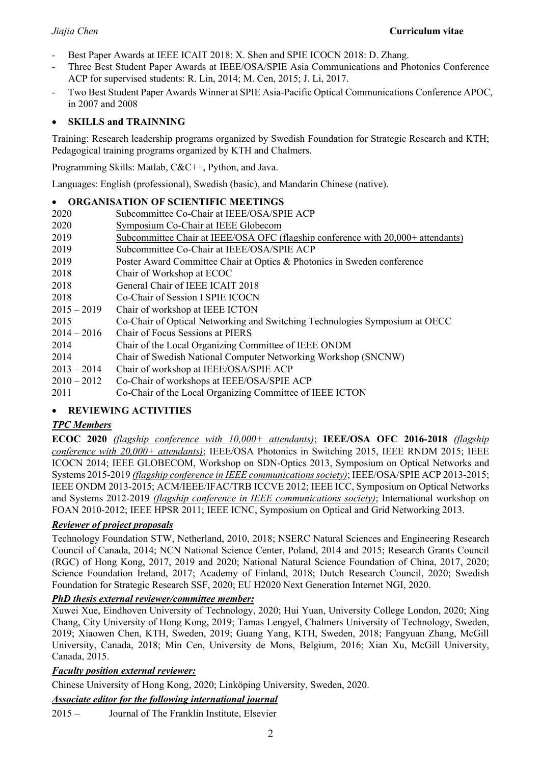- Best Paper Awards at IEEE ICAIT 2018: X. Shen and SPIE ICOCN 2018: D. Zhang.
- Three Best Student Paper Awards at IEEE/OSA/SPIE Asia Communications and Photonics Conference ACP for supervised students: R. Lin, 2014; M. Cen, 2015; J. Li, 2017.
- Two Best Student Paper Awards Winner at SPIE Asia-Pacific Optical Communications Conference APOC, in 2007 and 2008

## SKILLS and TRAINNING

Training: Research leadership programs organized by Swedish Foundation for Strategic Research and KTH; Pedagogical training programs organized by KTH and Chalmers.

Programming Skills: Matlab, C&C++, Python, and Java.

Languages: English (professional), Swedish (basic), and Mandarin Chinese (native).

## ORGANISATION OF SCIENTIFIC MEETINGS

| | |
|---|---|
| 2020 | Subcommittee Co-Chair at IEEE/OSA/SPIE ACP |
| 2020 | Symposium Co-Chair at IEEE Globecom |
| 2019 | Subcommittee Chair at IEEE/OSA OFC (flagship conference with 20,000+ attendants) |
| 2019 | Subcommittee Co-Chair at IEEE/OSA/SPIE ACP |
| 2019 | Poster Award Committee Chair at Optics & Photonics in Sweden conference |
| 2018 | Chair of Workshop at ECOC |
| 2018 | General Chair of IEEE ICAIT 2018 |
| 2018 | Co-Chair of Session I SPIE ICOCN |
| 2015 – 2019 | Chair of workshop at IEEE ICTON |
| 2015 | Co-Chair of Optical Networking and Switching Technologies Symposium at OECC |
| 2014 – 2016 | Chair of Focus Sessions at PIERS |
| 2014 | Chair of the Local Organizing Committee of IEEE ONDM |
| 2014 | Chair of Swedish National Computer Networking Workshop (SNCNW) |
| 2013 – 2014 | Chair of workshop at IEEE/OSA/SPIE ACP |
| 2010 – 2012 | Co-Chair of workshops at IEEE/OSA/SPIE ACP |
| 2011 | Co-Chair of the Local Organizing Committee of IEEE ICTON |

## REVIEWING ACTIVITIES

### *TPC Members*

**ECOC 2020** *(flagship conference with 10,000+ attendants)*; **IEEE/OSA OFC 2016-2018** *(flagship conference with 20,000+ attendants)*; IEEE/OSA Photonics in Switching 2015, IEEE RNDM 2015; IEEE ICOCN 2014; IEEE GLOBECOM, Workshop on SDN-Optics 2013, Symposium on Optical Networks and Systems 2015-2019 *(flagship conference in IEEE communications society)*; IEEE/OSA/SPIE ACP 2013-2015; IEEE ONDM 2013-2015; ACM/IEEE/IFAC/TRB ICCVE 2012; IEEE ICC, Symposium on Optical Networks and Systems 2012-2019 *(flagship conference in IEEE communications society)*; International workshop on FOAN 2010-2012; IEEE HPSR 2011; IEEE ICNC, Symposium on Optical and Grid Networking 2013.

### *Reviewer of project proposals*

Technology Foundation STW, Netherland, 2010, 2018; NSERC Natural Sciences and Engineering Research Council of Canada, 2014; NCN National Science Center, Poland, 2014 and 2015; Research Grants Council (RGC) of Hong Kong, 2017, 2019 and 2020; National Natural Science Foundation of China, 2017, 2020; Science Foundation Ireland, 2017; Academy of Finland, 2018; Dutch Research Council, 2020; Swedish Foundation for Strategic Research SSF, 2020; EU H2020 Next Generation Internet NGI, 2020.

### *PhD thesis external reviewer/committee member:*

Xuwei Xue, Eindhoven University of Technology, 2020; Hui Yuan, University College London, 2020; Xing Chang, City University of Hong Kong, 2019; Tamas Lengyel, Chalmers University of Technology, Sweden, 2019; Xiaowen Chen, KTH, Sweden, 2019; Guang Yang, KTH, Sweden, 2018; Fangyuan Zhang, McGill University, Canada, 2018; Min Cen, University de Mons, Belgium, 2016; Xian Xu, McGill University, Canada, 2015.

### *Faculty position external reviewer:*

Chinese University of Hong Kong, 2020; Linköping University, Sweden, 2020.

### *Associate editor for the following international journal*

2015 – Journal of The Franklin Institute, Elsevier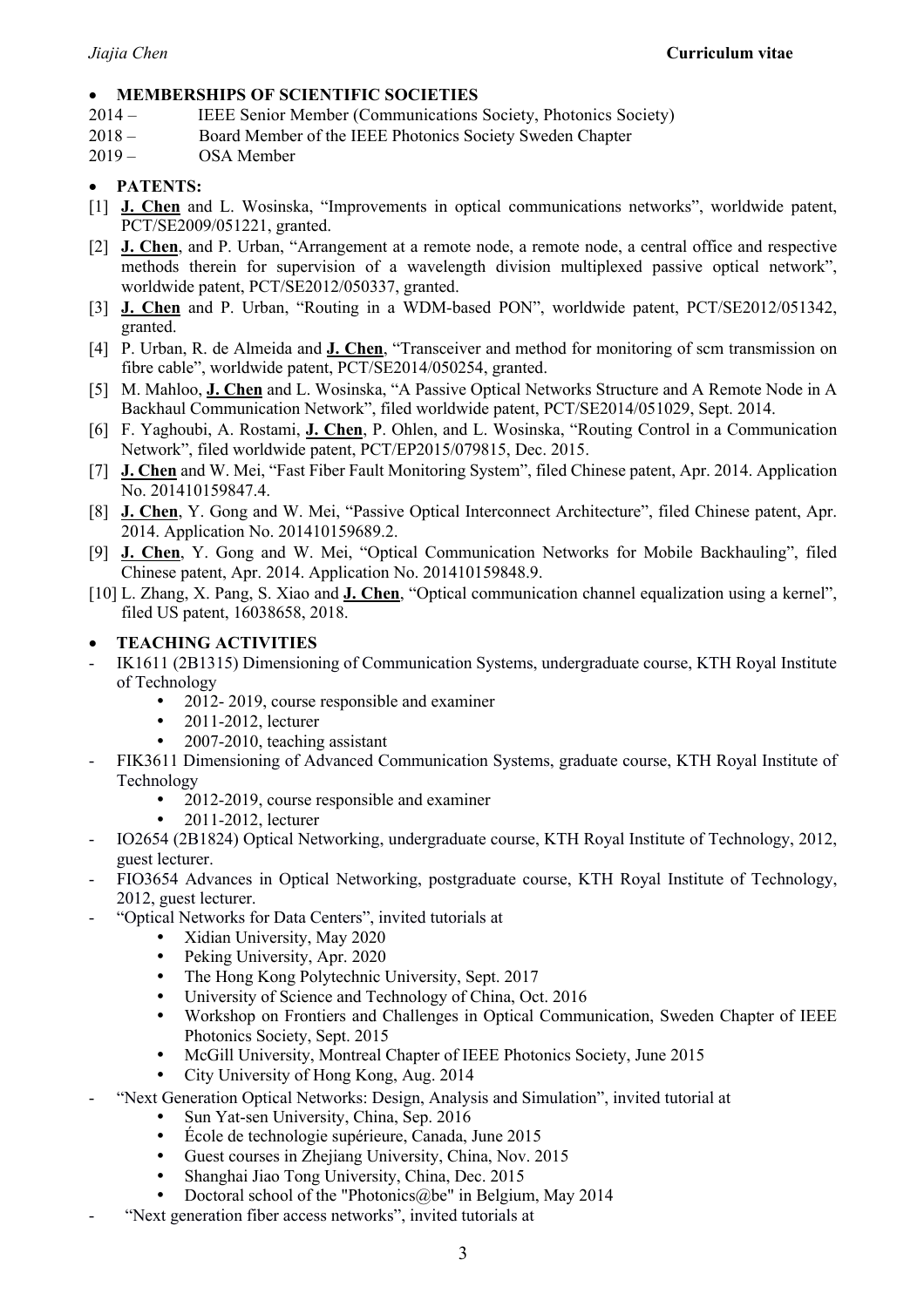- **MEMBERSHIPS OF SCIENTIFIC SOCIETIES**

2014 – IEEE Senior Member (Communications Society, Photonics Society)
2018 – Board Member of the IEEE Photonics Society Sweden Chapter
2019 – OSA Member

- **PATENTS:**

[1] **J. Chen** and L. Wosinska, "Improvements in optical communications networks", worldwide patent, PCT/SE2009/051221, granted.
[2] **J. Chen**, and P. Urban, "Arrangement at a remote node, a remote node, a central office and respective methods therein for supervision of a wavelength division multiplexed passive optical network", worldwide patent, PCT/SE2012/050337, granted.
[3] **J. Chen** and P. Urban, "Routing in a WDM-based PON", worldwide patent, PCT/SE2012/051342, granted.
[4] P. Urban, R. de Almeida and **J. Chen**, "Transceiver and method for monitoring of scm transmission on fibre cable", worldwide patent, PCT/SE2014/050254, granted.
[5] M. Mahloo, **J. Chen** and L. Wosinska, "A Passive Optical Networks Structure and A Remote Node in A Backhaul Communication Network", filed worldwide patent, PCT/SE2014/051029, Sept. 2014.
[6] F. Yaghoubi, A. Rostami, **J. Chen**, P. Ohlen, and L. Wosinska, "Routing Control in a Communication Network", filed worldwide patent, PCT/EP2015/079815, Dec. 2015.
[7] **J. Chen** and W. Mei, "Fast Fiber Fault Monitoring System", filed Chinese patent, Apr. 2014. Application No. 201410159847.4.
[8] **J. Chen**, Y. Gong and W. Mei, "Passive Optical Interconnect Architecture", filed Chinese patent, Apr. 2014. Application No. 201410159689.2.
[9] **J. Chen**, Y. Gong and W. Mei, "Optical Communication Networks for Mobile Backhauling", filed Chinese patent, Apr. 2014. Application No. 201410159848.9.
[10] L. Zhang, X. Pang, S. Xiao and **J. Chen**, "Optical communication channel equalization using a kernel", filed US patent, 16038658, 2018.

- **TEACHING ACTIVITIES**

- IK1611 (2B1315) Dimensioning of Communication Systems, undergraduate course, KTH Royal Institute of Technology
  - 2012- 2019, course responsible and examiner
  - 2011-2012, lecturer
  - 2007-2010, teaching assistant
- FIK3611 Dimensioning of Advanced Communication Systems, graduate course, KTH Royal Institute of Technology
  - 2012-2019, course responsible and examiner
  - 2011-2012, lecturer
- IO2654 (2B1824) Optical Networking, undergraduate course, KTH Royal Institute of Technology, 2012, guest lecturer.
- FIO3654 Advances in Optical Networking, postgraduate course, KTH Royal Institute of Technology, 2012, guest lecturer.
- "Optical Networks for Data Centers", invited tutorials at
  - Xidian University, May 2020
  - Peking University, Apr. 2020
  - The Hong Kong Polytechnic University, Sept. 2017
  - University of Science and Technology of China, Oct. 2016
  - Workshop on Frontiers and Challenges in Optical Communication, Sweden Chapter of IEEE Photonics Society, Sept. 2015
  - McGill University, Montreal Chapter of IEEE Photonics Society, June 2015
  - City University of Hong Kong, Aug. 2014
- "Next Generation Optical Networks: Design, Analysis and Simulation", invited tutorial at
  - Sun Yat-sen University, China, Sep. 2016
  - École de technologie supérieure, Canada, June 2015
  - Guest courses in Zhejiang University, China, Nov. 2015
  - Shanghai Jiao Tong University, China, Dec. 2015
  - Doctoral school of the "Photonics@be" in Belgium, May 2014
- "Next generation fiber access networks", invited tutorials at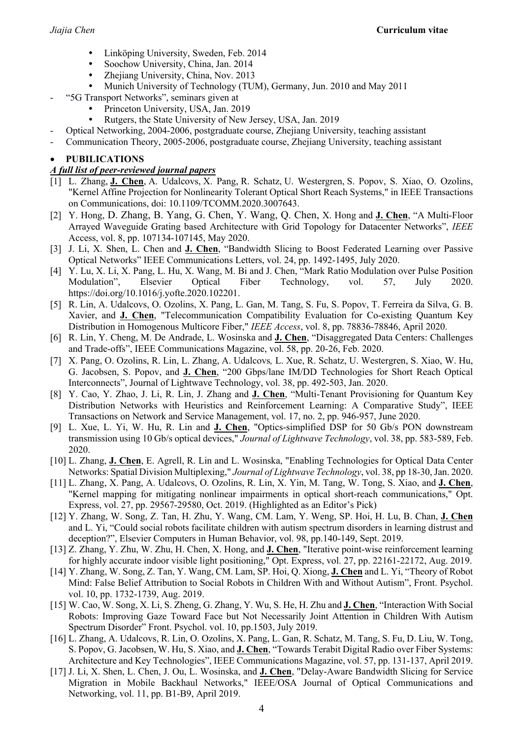- Linköping University, Sweden, Feb. 2014
- Soochow University, China, Jan. 2014
- Zhejiang University, China, Nov. 2013
- Munich University of Technology (TUM), Germany, Jun. 2010 and May 2011

- "5G Transport Networks", seminars given at
  - Princeton University, USA, Jan. 2019
  - Rutgers, the State University of New Jersey, USA, Jan. 2019
- Optical Networking, 2004-2006, postgraduate course, Zhejiang University, teaching assistant
- Communication Theory, 2005-2006, postgraduate course, Zhejiang University, teaching assistant

- **PUBILICATIONS**

***A full list of peer-reviewed journal papers***

[1] L. Zhang, **J. Chen**, A. Udalcovs, X. Pang, R. Schatz, U. Westergren, S. Popov, S. Xiao, O. Ozolins, "Kernel Affine Projection for Nonlinearity Tolerant Optical Short Reach Systems," in IEEE Transactions on Communications, doi: 10.1109/TCOMM.2020.3007643.

[2] Y. Hong, D. Zhang, B. Yang, G. Chen, Y. Wang, Q. Chen, X. Hong and **J. Chen**, "A Multi-Floor Arrayed Waveguide Grating based Architecture with Grid Topology for Datacenter Networks", *IEEE* Access, vol. 8, pp. 107134-107145, May 2020.

[3] J. Li, X. Shen, L. Chen and **J. Chen**, "Bandwidth Slicing to Boost Federated Learning over Passive Optical Networks" IEEE Communications Letters, vol. 24, pp. 1492-1495, July 2020.

[4] Y. Lu, X. Li, X. Pang, L. Hu, X. Wang, M. Bi and J. Chen, "Mark Ratio Modulation over Pulse Position Modulation", Elsevier Optical Fiber Technology, vol. 57, July 2020. https://doi.org/10.1016/j.yofte.2020.102201.

[5] R. Lin, A. Udalcovs, O. Ozolins, X. Pang, L. Gan, M. Tang, S. Fu, S. Popov, T. Ferreira da Silva, G. B. Xavier, and **J. Chen**, "Telecommunication Compatibility Evaluation for Co-existing Quantum Key Distribution in Homogenous Multicore Fiber," *IEEE Access*, vol. 8, pp. 78836-78846, April 2020.

[6] R. Lin, Y. Cheng, M. De Andrade, L. Wosinska and **J. Chen**, "Disaggregated Data Centers: Challenges and Trade-offs", IEEE Communications Magazine, vol. 58, pp. 20-26, Feb. 2020.

[7] X. Pang, O. Ozolins, R. Lin, L. Zhang, A. Udalcovs*,* L. Xue, R. Schatz, U. Westergren, S. Xiao, W. Hu, G. Jacobsen, S. Popov, and **J. Chen**, "200 Gbps/lane IM/DD Technologies for Short Reach Optical Interconnects", Journal of Lightwave Technology, vol. 38, pp. 492-503, Jan. 2020.

[8] Y. Cao, Y. Zhao, J. Li, R. Lin, J. Zhang and **J. Chen**, "Multi-Tenant Provisioning for Quantum Key Distribution Networks with Heuristics and Reinforcement Learning: A Comparative Study", IEEE Transactions on Network and Service Management, vol. 17, no. 2, pp. 946-957, June 2020.

[9] L. Xue, L. Yi, W. Hu, R. Lin and **J. Chen**, "Optics-simplified DSP for 50 Gb/s PON downstream transmission using 10 Gb/s optical devices," *Journal of Lightwave Technology*, vol. 38, pp. 583-589, Feb. 2020.

[10] L. Zhang, **J. Chen**, E. Agrell, R. Lin and L. Wosinska, "Enabling Technologies for Optical Data Center Networks: Spatial Division Multiplexing," *Journal of Lightwave Technology*, vol. 38, pp 18-30, Jan. 2020.

[11] L. Zhang, X. Pang, A. Udalcovs, O. Ozolins, R. Lin, X. Yin, M. Tang, W. Tong, S. Xiao, and **J. Chen**, "Kernel mapping for mitigating nonlinear impairments in optical short-reach communications," Opt. Express, vol. 27, pp. 29567-29580, Oct. 2019. (Highlighted as an Editor's Pick)

[12] Y. Zhang, W. Song, Z. Tan, H. Zhu, Y. Wang, CM. Lam, Y. Weng, SP. Hoi, H. Lu, B. Chan, **J. Chen** and L. Yi, "Could social robots facilitate children with autism spectrum disorders in learning distrust and deception?", Elsevier Computers in Human Behavior, vol. 98, pp.140-149, Sept. 2019.

[13] Z. Zhang, Y. Zhu, W. Zhu, H. Chen, X. Hong, and **J. Chen**, "Iterative point-wise reinforcement learning for highly accurate indoor visible light positioning," Opt. Express, vol. 27, pp. 22161-22172, Aug. 2019.

[14] Y. Zhang, W. Song, Z. Tan, Y. Wang, CM. Lam, SP. Hoi, Q. Xiong, **J. Chen** and L. Yi, "Theory of Robot Mind: False Belief Attribution to Social Robots in Children With and Without Autism", Front. Psychol. vol. 10, pp. 1732-1739, Aug. 2019.

[15] W. Cao, W. Song, X. Li, S. Zheng, G. Zhang, Y. Wu, S. He, H. Zhu and **J. Chen**, "Interaction With Social Robots: Improving Gaze Toward Face but Not Necessarily Joint Attention in Children With Autism Spectrum Disorder" Front. Psychol. vol. 10, pp.1503, July 2019.

[16] L. Zhang, A. Udalcovs, R. Lin, O. Ozolins, X. Pang, L. Gan, R. Schatz, M. Tang, S. Fu, D. Liu, W. Tong, S. Popov, G. Jacobsen, W. Hu, S. Xiao, and **J. Chen**, "Towards Terabit Digital Radio over Fiber Systems: Architecture and Key Technologies", IEEE Communications Magazine, vol. 57, pp. 131-137, April 2019.

[17] J. Li, X. Shen, L. Chen, J. Ou, L. Wosinska, and **J. Chen**, "Delay-Aware Bandwidth Slicing for Service Migration in Mobile Backhaul Networks," IEEE/OSA Journal of Optical Communications and Networking, vol. 11, pp. B1-B9, April 2019.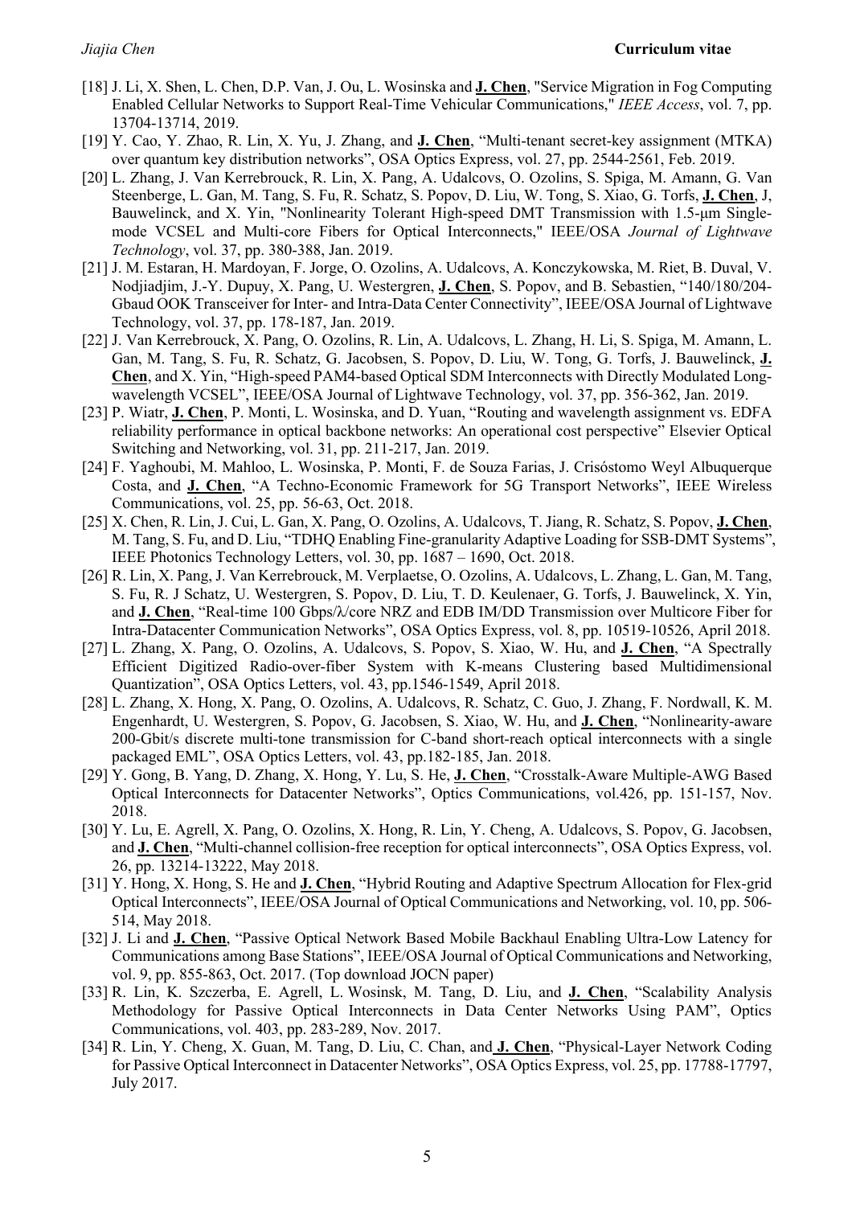[18] J. Li, X. Shen, L. Chen, D.P. Van, J. Ou, L. Wosinska and **J. Chen**, "Service Migration in Fog Computing Enabled Cellular Networks to Support Real-Time Vehicular Communications," *IEEE Access*, vol. 7, pp. 13704-13714, 2019.

[19] Y. Cao, Y. Zhao, R. Lin, X. Yu, J. Zhang, and **J. Chen**, "Multi-tenant secret-key assignment (MTKA) over quantum key distribution networks", OSA Optics Express, vol. 27, pp. 2544-2561, Feb. 2019.

[20] L. Zhang, J. Van Kerrebrouck, R. Lin, X. Pang, A. Udalcovs, O. Ozolins, S. Spiga, M. Amann, G. Van Steenberge, L. Gan, M. Tang, S. Fu, R. Schatz, S. Popov, D. Liu, W. Tong, S. Xiao, G. Torfs, **J. Chen**, J, Bauwelinck, and X. Yin, "Nonlinearity Tolerant High-speed DMT Transmission with 1.5-μm Single-mode VCSEL and Multi-core Fibers for Optical Interconnects," IEEE/OSA *Journal of Lightwave Technology*, vol. 37, pp. 380-388, Jan. 2019.

[21] J. M. Estaran, H. Mardoyan, F. Jorge, O. Ozolins, A. Udalcovs, A. Konczykowska, M. Riet, B. Duval, V. Nodjiadjim, J.-Y. Dupuy, X. Pang, U. Westergren, **J. Chen**, S. Popov, and B. Sebastien, "140/180/204-Gbaud OOK Transceiver for Inter- and Intra-Data Center Connectivity", IEEE/OSA Journal of Lightwave Technology, vol. 37, pp. 178-187, Jan. 2019.

[22] J. Van Kerrebrouck, X. Pang, O. Ozolins, R. Lin, A. Udalcovs, L. Zhang, H. Li, S. Spiga, M. Amann, L. Gan, M. Tang, S. Fu, R. Schatz, G. Jacobsen, S. Popov, D. Liu, W. Tong, G. Torfs, J. Bauwelinck, **J. Chen**, and X. Yin, "High-speed PAM4-based Optical SDM Interconnects with Directly Modulated Long-wavelength VCSEL", IEEE/OSA Journal of Lightwave Technology, vol. 37, pp. 356-362, Jan. 2019.

[23] P. Wiatr, **J. Chen**, P. Monti, L. Wosinska, and D. Yuan, "Routing and wavelength assignment vs. EDFA reliability performance in optical backbone networks: An operational cost perspective" Elsevier Optical Switching and Networking, vol. 31, pp. 211-217, Jan. 2019.

[24] F. Yaghoubi, M. Mahloo, L. Wosinska, P. Monti, F. de Souza Farias, J. Crisóstomo Weyl Albuquerque Costa, and **J. Chen**, "A Techno-Economic Framework for 5G Transport Networks", IEEE Wireless Communications, vol. 25, pp. 56-63, Oct. 2018.

[25] X. Chen, R. Lin, J. Cui, L. Gan, X. Pang, O. Ozolins, A. Udalcovs, T. Jiang, R. Schatz, S. Popov, **J. Chen**, M. Tang, S. Fu, and D. Liu, "TDHQ Enabling Fine-granularity Adaptive Loading for SSB-DMT Systems", IEEE Photonics Technology Letters, vol. 30, pp. 1687 – 1690, Oct. 2018.

[26] R. Lin, X. Pang, J. Van Kerrebrouck, M. Verplaetse, O. Ozolins, A. Udalcovs, L. Zhang, L. Gan, M. Tang, S. Fu, R. J Schatz, U. Westergren, S. Popov, D. Liu, T. D. Keulenaer, G. Torfs, J. Bauwelinck, X. Yin, and **J. Chen**, "Real-time 100 Gbps/λ/core NRZ and EDB IM/DD Transmission over Multicore Fiber for Intra-Datacenter Communication Networks", OSA Optics Express, vol. 8, pp. 10519-10526, April 2018.

[27] L. Zhang, X. Pang, O. Ozolins, A. Udalcovs, S. Popov, S. Xiao, W. Hu, and **J. Chen**, "A Spectrally Efficient Digitized Radio-over-fiber System with K-means Clustering based Multidimensional Quantization", OSA Optics Letters, vol. 43, pp.1546-1549, April 2018.

[28] L. Zhang, X. Hong, X. Pang, O. Ozolins, A. Udalcovs, R. Schatz, C. Guo, J. Zhang, F. Nordwall, K. M. Engenhardt, U. Westergren, S. Popov, G. Jacobsen, S. Xiao, W. Hu, and **J. Chen**, "Nonlinearity-aware 200-Gbit/s discrete multi-tone transmission for C-band short-reach optical interconnects with a single packaged EML", OSA Optics Letters, vol. 43, pp.182-185, Jan. 2018.

[29] Y. Gong, B. Yang, D. Zhang, X. Hong, Y. Lu, S. He, **J. Chen**, "Crosstalk-Aware Multiple-AWG Based Optical Interconnects for Datacenter Networks", Optics Communications, vol.426, pp. 151-157, Nov. 2018.

[30] Y. Lu, E. Agrell, X. Pang, O. Ozolins, X. Hong, R. Lin, Y. Cheng, A. Udalcovs, S. Popov, G. Jacobsen, and **J. Chen**, "Multi-channel collision-free reception for optical interconnects", OSA Optics Express, vol. 26, pp. 13214-13222, May 2018.

[31] Y. Hong, X. Hong, S. He and **J. Chen**, "Hybrid Routing and Adaptive Spectrum Allocation for Flex-grid Optical Interconnects", IEEE/OSA Journal of Optical Communications and Networking, vol. 10, pp. 506-514, May 2018.

[32] J. Li and **J. Chen**, "Passive Optical Network Based Mobile Backhaul Enabling Ultra-Low Latency for Communications among Base Stations", IEEE/OSA Journal of Optical Communications and Networking, vol. 9, pp. 855-863, Oct. 2017. (Top download JOCN paper)

[33] R. Lin, K. Szczerba, E. Agrell, L. Wosinsk, M. Tang, D. Liu, and **J. Chen**, "Scalability Analysis Methodology for Passive Optical Interconnects in Data Center Networks Using PAM", Optics Communications, vol. 403, pp. 283-289, Nov. 2017.

[34] R. Lin, Y. Cheng, X. Guan, M. Tang, D. Liu, C. Chan, and **J. Chen**, "Physical-Layer Network Coding for Passive Optical Interconnect in Datacenter Networks", OSA Optics Express, vol. 25, pp. 17788-17797, July 2017.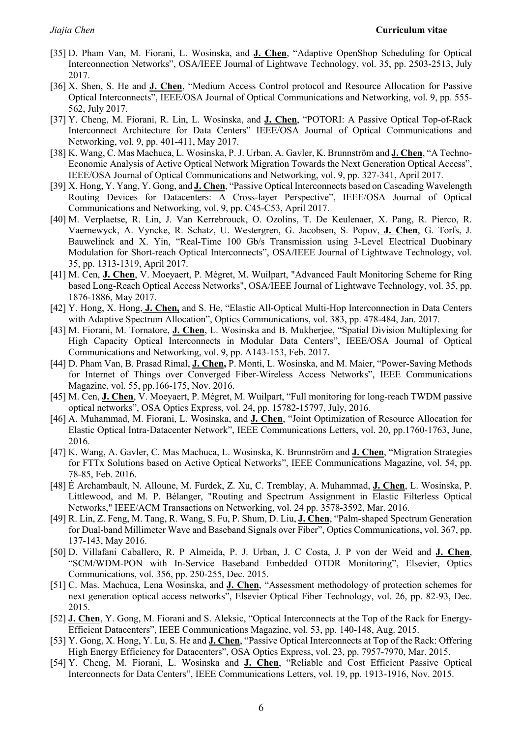[35] D. Pham Van, M. Fiorani, L. Wosinska, and **J. Chen**, "Adaptive OpenShop Scheduling for Optical Interconnection Networks", OSA/IEEE Journal of Lightwave Technology, vol. 35, pp. 2503-2513, July 2017.

[36] X. Shen, S. He and **J. Chen**, "Medium Access Control protocol and Resource Allocation for Passive Optical Interconnects", IEEE/OSA Journal of Optical Communications and Networking, vol. 9, pp. 555-562, July 2017.

[37] Y. Cheng, M. Fiorani, R. Lin, L. Wosinska, and **J. Chen**, "POTORI: A Passive Optical Top-of-Rack Interconnect Architecture for Data Centers" IEEE/OSA Journal of Optical Communications and Networking, vol. 9, pp. 401-411, May 2017.

[38] K. Wang, C. Mas Machuca, L. Wosinska, P. J. Urban, A. Gavler, K. Brunnström and **J. Chen**, "A Techno-Economic Analysis of Active Optical Network Migration Towards the Next Generation Optical Access", IEEE/OSA Journal of Optical Communications and Networking, vol. 9, pp. 327-341, April 2017.

[39] X. Hong, Y. Yang, Y. Gong, and **J. Chen**, "Passive Optical Interconnects based on Cascading Wavelength Routing Devices for Datacenters: A Cross-layer Perspective", IEEE/OSA Journal of Optical Communications and Networking, vol. 9, pp. C45-C53, April 2017.

[40] M. Verplaetse, R. Lin, J. Van Kerrebrouck, O. Ozolins, T. De Keulenaer, X. Pang, R. Pierco, R. Vaernewyck, A. Vyncke, R. Schatz, U. Westergren, G. Jacobsen, S. Popov, **J. Chen**, G. Torfs, J. Bauwelinck and X. Yin, "Real-Time 100 Gb/s Transmission using 3-Level Electrical Duobinary Modulation for Short-reach Optical Interconnects", OSA/IEEE Journal of Lightwave Technology, vol. 35, pp. 1313-1319, April 2017.

[41] M. Cen, **J. Chen**, V. Moeyaert, P. Mégret, M. Wuilpart, "Advanced Fault Monitoring Scheme for Ring based Long-Reach Optical Access Networks", OSA/IEEE Journal of Lightwave Technology, vol. 35, pp. 1876-1886, May 2017.

[42] Y. Hong, X. Hong, **J. Chen,** and S. He, "Elastic All-Optical Multi-Hop Interconnection in Data Centers with Adaptive Spectrum Allocation", Optics Communications, vol. 383, pp. 478-484, Jan. 2017.

[43] M. Fiorani, M. Tornatore, **J. Chen**, L. Wosinska and B. Mukherjee, "Spatial Division Multiplexing for High Capacity Optical Interconnects in Modular Data Centers", IEEE/OSA Journal of Optical Communications and Networking, vol. 9, pp. A143-153, Feb. 2017.

[44] D. Pham Van, B. Prasad Rimal, **J. Chen,** P. Monti, L. Wosinska, and M. Maier, "Power-Saving Methods for Internet of Things over Converged Fiber-Wireless Access Networks", IEEE Communications Magazine, vol. 55, pp.166-175, Nov. 2016.

[45] M. Cen, **J. Chen**, V. Moeyaert, P. Mégret, M. Wuilpart, "Full monitoring for long-reach TWDM passive optical networks", OSA Optics Express, vol. 24, pp. 15782-15797, July, 2016.

[46] A. Muhammad, M. Fiorani, L. Wosinska, and **J. Chen**, "Joint Optimization of Resource Allocation for Elastic Optical Intra-Datacenter Network", IEEE Communications Letters, vol. 20, pp.1760-1763, June, 2016.

[47] K. Wang, A. Gavler, C. Mas Machuca, L. Wosinska, K. Brunnström and **J. Chen**, "Migration Strategies for FTTx Solutions based on Active Optical Networks", IEEE Communications Magazine, vol. 54, pp. 78-85, Feb. 2016.

[48] É Archambault, N. Alloune, M. Furdek, Z. Xu, C. Tremblay, A. Muhammad, **J. Chen**, L. Wosinska, P. Littlewood, and M. P. Bélanger, "Routing and Spectrum Assignment in Elastic Filterless Optical Networks," IEEE/ACM Transactions on Networking, vol. 24 pp. 3578-3592, Mar. 2016.

[49] R. Lin, Z. Feng, M. Tang, R. Wang, S. Fu, P. Shum, D. Liu, **J. Chen**, "Palm-shaped Spectrum Generation for Dual-band Millimeter Wave and Baseband Signals over Fiber", Optics Communications, vol. 367, pp. 137-143, May 2016.

[50] D. Villafani Caballero, R. P Almeida, P. J. Urban, J. C Costa, J. P von der Weid and **J. Chen**, "SCM/WDM-PON with In-Service Baseband Embedded OTDR Monitoring", Elsevier, Optics Communications, vol. 356, pp. 250-255, Dec. 2015.

[51] C. Mas. Machuca, Lena Wosinska, and **J. Chen**, "Assessment methodology of protection schemes for next generation optical access networks", Elsevier Optical Fiber Technology, vol. 26, pp. 82-93, Dec. 2015.

[52] **J. Chen**, Y. Gong, M. Fiorani and S. Aleksic, "Optical Interconnects at the Top of the Rack for Energy-Efficient Datacenters", IEEE Communications Magazine, vol. 53, pp. 140-148, Aug. 2015.

[53] Y. Gong, X. Hong, Y. Lu, S. He and **J. Chen**, "Passive Optical Interconnects at Top of the Rack: Offering High Energy Efficiency for Datacenters", OSA Optics Express, vol. 23, pp. 7957-7970, Mar. 2015.

[54] Y. Cheng, M. Fiorani, L. Wosinska and **J. Chen**, "Reliable and Cost Efficient Passive Optical Interconnects for Data Centers", IEEE Communications Letters, vol. 19, pp. 1913-1916, Nov. 2015.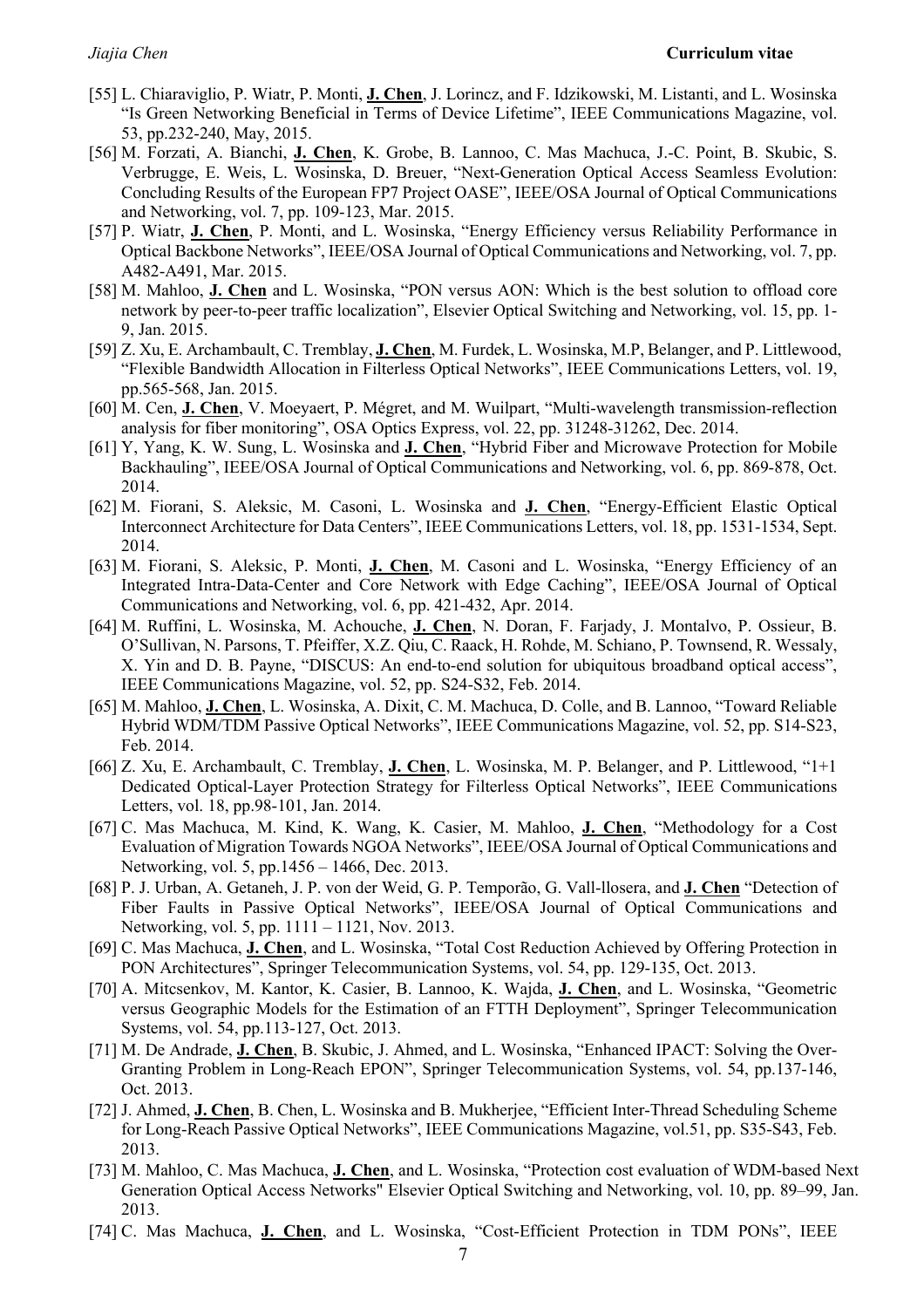[55] L. Chiaraviglio, P. Wiatr, P. Monti, **J. Chen**, J. Lorincz, and F. Idzikowski, M. Listanti, and L. Wosinska "Is Green Networking Beneficial in Terms of Device Lifetime", IEEE Communications Magazine, vol. 53, pp.232-240, May, 2015.

[56] M. Forzati, A. Bianchi, **J. Chen**, K. Grobe, B. Lannoo, C. Mas Machuca, J.-C. Point, B. Skubic, S. Verbrugge, E. Weis, L. Wosinska, D. Breuer, "Next-Generation Optical Access Seamless Evolution: Concluding Results of the European FP7 Project OASE", IEEE/OSA Journal of Optical Communications and Networking, vol. 7, pp. 109-123, Mar. 2015.

[57] P. Wiatr, **J. Chen**, P. Monti, and L. Wosinska, "Energy Efficiency versus Reliability Performance in Optical Backbone Networks", IEEE/OSA Journal of Optical Communications and Networking, vol. 7, pp. A482-A491, Mar. 2015.

[58] M. Mahloo, **J. Chen** and L. Wosinska, "PON versus AON: Which is the best solution to offload core network by peer-to-peer traffic localization", Elsevier Optical Switching and Networking, vol. 15, pp. 1-9, Jan. 2015.

[59] Z. Xu, E. Archambault, C. Tremblay, **J. Chen**, M. Furdek, L. Wosinska, M.P, Belanger, and P. Littlewood, "Flexible Bandwidth Allocation in Filterless Optical Networks", IEEE Communications Letters, vol. 19, pp.565-568, Jan. 2015.

[60] M. Cen, **J. Chen**, V. Moeyaert, P. Mégret, and M. Wuilpart, "Multi-wavelength transmission-reflection analysis for fiber monitoring", OSA Optics Express, vol. 22, pp. 31248-31262, Dec. 2014.

[61] Y, Yang, K. W. Sung, L. Wosinska and **J. Chen**, "Hybrid Fiber and Microwave Protection for Mobile Backhauling", IEEE/OSA Journal of Optical Communications and Networking, vol. 6, pp. 869-878, Oct. 2014.

[62] M. Fiorani, S. Aleksic, M. Casoni, L. Wosinska and **J. Chen**, "Energy-Efficient Elastic Optical Interconnect Architecture for Data Centers", IEEE Communications Letters, vol. 18, pp. 1531-1534, Sept. 2014.

[63] M. Fiorani, S. Aleksic, P. Monti, **J. Chen**, M. Casoni and L. Wosinska, "Energy Efficiency of an Integrated Intra-Data-Center and Core Network with Edge Caching", IEEE/OSA Journal of Optical Communications and Networking, vol. 6, pp. 421-432, Apr. 2014.

[64] M. Ruffini, L. Wosinska, M. Achouche, **J. Chen**, N. Doran, F. Farjady, J. Montalvo, P. Ossieur, B. O'Sullivan, N. Parsons, T. Pfeiffer, X.Z. Qiu, C. Raack, H. Rohde, M. Schiano, P. Townsend, R. Wessaly, X. Yin and D. B. Payne, "DISCUS: An end-to-end solution for ubiquitous broadband optical access", IEEE Communications Magazine, vol. 52, pp. S24-S32, Feb. 2014.

[65] M. Mahloo, **J. Chen**, L. Wosinska, A. Dixit, C. M. Machuca, D. Colle, and B. Lannoo, "Toward Reliable Hybrid WDM/TDM Passive Optical Networks", IEEE Communications Magazine, vol. 52, pp. S14-S23, Feb. 2014.

[66] Z. Xu, E. Archambault, C. Tremblay, **J. Chen**, L. Wosinska, M. P. Belanger, and P. Littlewood, "1+1 Dedicated Optical-Layer Protection Strategy for Filterless Optical Networks", IEEE Communications Letters, vol. 18, pp.98-101, Jan. 2014.

[67] C. Mas Machuca, M. Kind, K. Wang, K. Casier, M. Mahloo, **J. Chen**, "Methodology for a Cost Evaluation of Migration Towards NGOA Networks", IEEE/OSA Journal of Optical Communications and Networking, vol. 5, pp.1456 – 1466, Dec. 2013.

[68] P. J. Urban, A. Getaneh, J. P. von der Weid, G. P. Temporão, G. Vall-llosera, and **J. Chen** "Detection of Fiber Faults in Passive Optical Networks", IEEE/OSA Journal of Optical Communications and Networking, vol. 5, pp. 1111 – 1121, Nov. 2013.

[69] C. Mas Machuca, **J. Chen**, and L. Wosinska, "Total Cost Reduction Achieved by Offering Protection in PON Architectures", Springer Telecommunication Systems, vol. 54, pp. 129-135, Oct. 2013.

[70] A. Mitcsenkov, M. Kantor, K. Casier, B. Lannoo, K. Wajda, **J. Chen**, and L. Wosinska, "Geometric versus Geographic Models for the Estimation of an FTTH Deployment", Springer Telecommunication Systems, vol. 54, pp.113-127, Oct. 2013.

[71] M. De Andrade, **J. Chen**, B. Skubic, J. Ahmed, and L. Wosinska, "Enhanced IPACT: Solving the Over-Granting Problem in Long-Reach EPON", Springer Telecommunication Systems, vol. 54, pp.137-146, Oct. 2013.

[72] J. Ahmed, **J. Chen**, B. Chen, L. Wosinska and B. Mukherjee, "Efficient Inter-Thread Scheduling Scheme for Long-Reach Passive Optical Networks", IEEE Communications Magazine, vol.51, pp. S35-S43, Feb. 2013.

[73] M. Mahloo, C. Mas Machuca, **J. Chen**, and L. Wosinska, "Protection cost evaluation of WDM-based Next Generation Optical Access Networks" Elsevier Optical Switching and Networking, vol. 10, pp. 89–99, Jan. 2013.

[74] C. Mas Machuca, **J. Chen**, and L. Wosinska, "Cost-Efficient Protection in TDM PONs", IEEE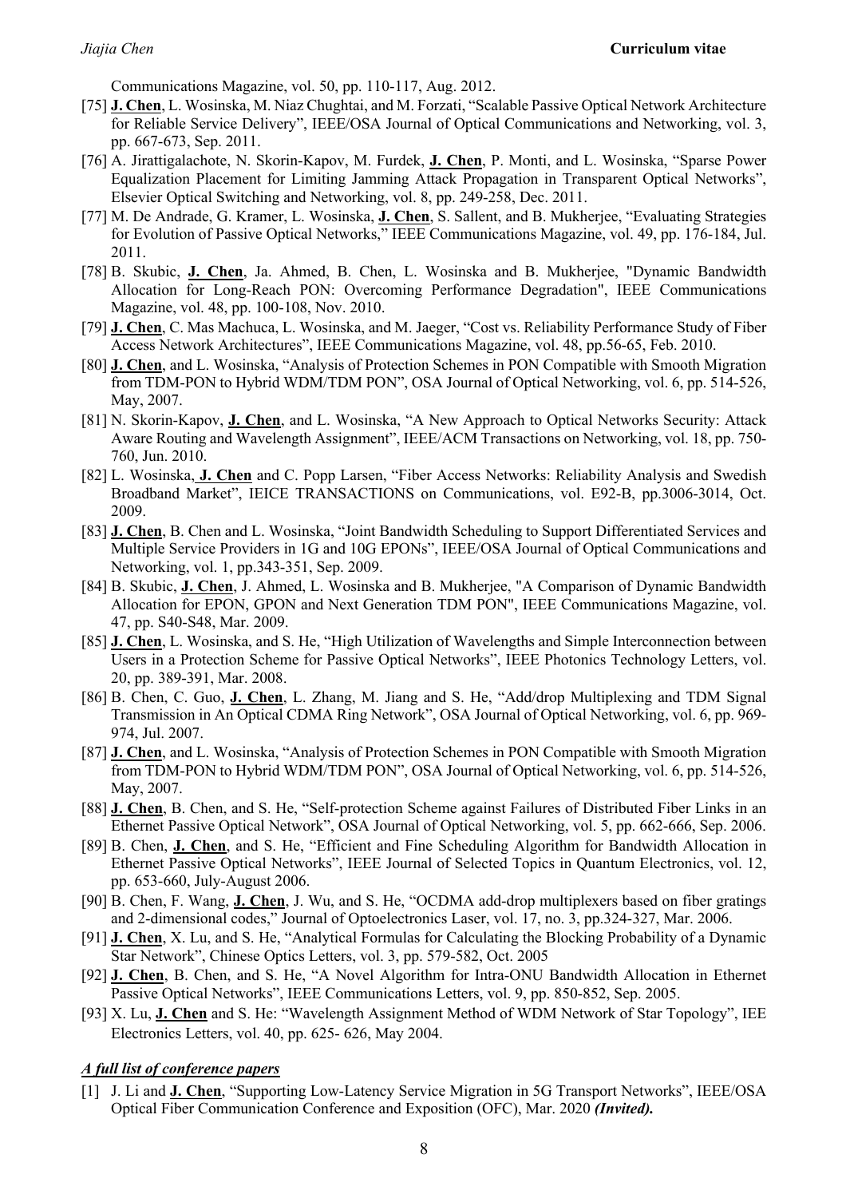Communications Magazine, vol. 50, pp. 110-117, Aug. 2012.

[75] **J. Chen**, L. Wosinska, M. Niaz Chughtai, and M. Forzati, "Scalable Passive Optical Network Architecture for Reliable Service Delivery", IEEE/OSA Journal of Optical Communications and Networking, vol. 3, pp. 667-673, Sep. 2011.

[76] A. Jirattigalachote, N. Skorin-Kapov, M. Furdek, **J. Chen**, P. Monti, and L. Wosinska, "Sparse Power Equalization Placement for Limiting Jamming Attack Propagation in Transparent Optical Networks", Elsevier Optical Switching and Networking, vol. 8, pp. 249-258, Dec. 2011.

[77] M. De Andrade, G. Kramer, L. Wosinska, **J. Chen**, S. Sallent, and B. Mukherjee, "Evaluating Strategies for Evolution of Passive Optical Networks," IEEE Communications Magazine, vol. 49, pp. 176-184, Jul. 2011.

[78] B. Skubic, **J. Chen**, Ja. Ahmed, B. Chen, L. Wosinska and B. Mukherjee, "Dynamic Bandwidth Allocation for Long-Reach PON: Overcoming Performance Degradation", IEEE Communications Magazine, vol. 48, pp. 100-108, Nov. 2010.

[79] **J. Chen**, C. Mas Machuca, L. Wosinska, and M. Jaeger, "Cost vs. Reliability Performance Study of Fiber Access Network Architectures", IEEE Communications Magazine, vol. 48, pp.56-65, Feb. 2010.

[80] **J. Chen**, and L. Wosinska, "Analysis of Protection Schemes in PON Compatible with Smooth Migration from TDM-PON to Hybrid WDM/TDM PON", OSA Journal of Optical Networking, vol. 6, pp. 514-526, May, 2007.

[81] N. Skorin-Kapov, **J. Chen**, and L. Wosinska, "A New Approach to Optical Networks Security: Attack Aware Routing and Wavelength Assignment", IEEE/ACM Transactions on Networking, vol. 18, pp. 750-760, Jun. 2010.

[82] L. Wosinska, **J. Chen** and C. Popp Larsen, "Fiber Access Networks: Reliability Analysis and Swedish Broadband Market", IEICE TRANSACTIONS on Communications, vol. E92-B, pp.3006-3014, Oct. 2009.

[83] **J. Chen**, B. Chen and L. Wosinska, "Joint Bandwidth Scheduling to Support Differentiated Services and Multiple Service Providers in 1G and 10G EPONs", IEEE/OSA Journal of Optical Communications and Networking, vol. 1, pp.343-351, Sep. 2009.

[84] B. Skubic, **J. Chen**, J. Ahmed, L. Wosinska and B. Mukherjee, "A Comparison of Dynamic Bandwidth Allocation for EPON, GPON and Next Generation TDM PON", IEEE Communications Magazine, vol. 47, pp. S40-S48, Mar. 2009.

[85] **J. Chen**, L. Wosinska, and S. He, "High Utilization of Wavelengths and Simple Interconnection between Users in a Protection Scheme for Passive Optical Networks", IEEE Photonics Technology Letters, vol. 20, pp. 389-391, Mar. 2008.

[86] B. Chen, C. Guo, **J. Chen**, L. Zhang, M. Jiang and S. He, "Add/drop Multiplexing and TDM Signal Transmission in An Optical CDMA Ring Network", OSA Journal of Optical Networking, vol. 6, pp. 969-974, Jul. 2007.

[87] **J. Chen**, and L. Wosinska, "Analysis of Protection Schemes in PON Compatible with Smooth Migration from TDM-PON to Hybrid WDM/TDM PON", OSA Journal of Optical Networking, vol. 6, pp. 514-526, May, 2007.

[88] **J. Chen**, B. Chen, and S. He, "Self-protection Scheme against Failures of Distributed Fiber Links in an Ethernet Passive Optical Network", OSA Journal of Optical Networking, vol. 5, pp. 662-666, Sep. 2006.

[89] B. Chen, **J. Chen**, and S. He, "Efficient and Fine Scheduling Algorithm for Bandwidth Allocation in Ethernet Passive Optical Networks", IEEE Journal of Selected Topics in Quantum Electronics, vol. 12, pp. 653-660, July-August 2006.

[90] B. Chen, F. Wang, **J. Chen**, J. Wu, and S. He, "OCDMA add-drop multiplexers based on fiber gratings and 2-dimensional codes," Journal of Optoelectronics Laser, vol. 17, no. 3, pp.324-327, Mar. 2006.

[91] **J. Chen**, X. Lu, and S. He, "Analytical Formulas for Calculating the Blocking Probability of a Dynamic Star Network", Chinese Optics Letters, vol. 3, pp. 579-582, Oct. 2005

[92] **J. Chen**, B. Chen, and S. He, "A Novel Algorithm for Intra-ONU Bandwidth Allocation in Ethernet Passive Optical Networks", IEEE Communications Letters, vol. 9, pp. 850-852, Sep. 2005.

[93] X. Lu, **J. Chen** and S. He: "Wavelength Assignment Method of WDM Network of Star Topology", IEE Electronics Letters, vol. 40, pp. 625- 626, May 2004.

### ***A full list of conference papers***

[1] J. Li and **J. Chen**, "Supporting Low-Latency Service Migration in 5G Transport Networks", IEEE/OSA Optical Fiber Communication Conference and Exposition (OFC), Mar. 2020 ***(Invited).***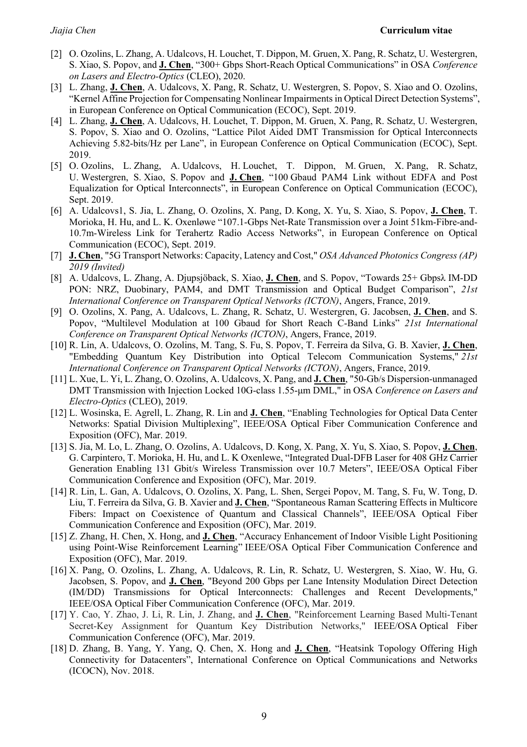[2] O. Ozolins, L. Zhang, A. Udalcovs, H. Louchet, T. Dippon, M. Gruen, X. Pang, R. Schatz, U. Westergren, S. Xiao, S. Popov, and **J. Chen**, "300+ Gbps Short-Reach Optical Communications" in OSA *Conference on Lasers and Electro-Optics* (CLEO), 2020.

[3] L. Zhang, **J. Chen**, A. Udalcovs, X. Pang, R. Schatz, U. Westergren, S. Popov, S. Xiao and O. Ozolins, "Kernel Affine Projection for Compensating Nonlinear Impairments in Optical Direct Detection Systems", in European Conference on Optical Communication (ECOC), Sept. 2019.

[4] L. Zhang, **J. Chen**, A. Udalcovs, H. Louchet, T. Dippon, M. Gruen, X. Pang, R. Schatz, U. Westergren, S. Popov, S. Xiao and O. Ozolins, "Lattice Pilot Aided DMT Transmission for Optical Interconnects Achieving 5.82-bits/Hz per Lane", in European Conference on Optical Communication (ECOC), Sept. 2019.

[5] O. Ozolins, L. Zhang, A. Udalcovs, H. Louchet, T. Dippon, M. Gruen, X. Pang, R. Schatz, U. Westergren, S. Xiao, S. Popov and **J. Chen**, "100 Gbaud PAM4 Link without EDFA and Post Equalization for Optical Interconnects", in European Conference on Optical Communication (ECOC), Sept. 2019.

[6] A. Udalcovs1, S. Jia, L. Zhang, O. Ozolins, X. Pang, D. Kong, X. Yu, S. Xiao, S. Popov, **J. Chen**, T. Morioka, H. Hu, and L. K. Oxenløwe "107.1-Gbps Net-Rate Transmission over a Joint 51km-Fibre-and-10.7m-Wireless Link for Terahertz Radio Access Networks", in European Conference on Optical Communication (ECOC), Sept. 2019.

[7] **J. Chen**, "5G Transport Networks: Capacity, Latency and Cost," *OSA Advanced Photonics Congress (AP) 2019 (Invited)*

[8] A. Udalcovs, L. Zhang, A. Djupsjöback, S. Xiao, **J. Chen**, and S. Popov, "Towards 25+ Gbps/λ IM-DD PON: NRZ, Duobinary, PAM4, and DMT Transmission and Optical Budget Comparison", *21st International Conference on Transparent Optical Networks (ICTON)*, Angers, France, 2019.

[9] O. Ozolins, X. Pang, A. Udalcovs, L. Zhang, R. Schatz, U. Westergren, G. Jacobsen, **J. Chen**, and S. Popov, "Multilevel Modulation at 100 Gbaud for Short Reach C-Band Links" *21st International Conference on Transparent Optical Networks (ICTON)*, Angers, France, 2019.

[10] R. Lin, A. Udalcovs, O. Ozolins, M. Tang, S. Fu, S. Popov, T. Ferreira da Silva, G. B. Xavier, **J. Chen**, "Embedding Quantum Key Distribution into Optical Telecom Communication Systems," *21st International Conference on Transparent Optical Networks (ICTON)*, Angers, France, 2019.

[11] L. Xue, L. Yi, L. Zhang, O. Ozolins, A. Udalcovs, X. Pang, and **J. Chen**, "50-Gb/s Dispersion-unmanaged DMT Transmission with Injection Locked 10G-class 1.55-μm DML," in OSA *Conference on Lasers and Electro-Optics* (CLEO), 2019.

[12] L. Wosinska, E. Agrell, L. Zhang, R. Lin and **J. Chen**, "Enabling Technologies for Optical Data Center Networks: Spatial Division Multiplexing", IEEE/OSA Optical Fiber Communication Conference and Exposition (OFC), Mar. 2019.

[13] S. Jia, M. Lo, L. Zhang, O. Ozolins, A. Udalcovs, D. Kong, X. Pang, X. Yu, S. Xiao, S. Popov, **J. Chen**, G. Carpintero, T. Morioka, H. Hu, and L. K Oxenlewe, "Integrated Dual-DFB Laser for 408 GHz Carrier Generation Enabling 131 Gbit/s Wireless Transmission over 10.7 Meters", IEEE/OSA Optical Fiber Communication Conference and Exposition (OFC), Mar. 2019.

[14] R. Lin, L. Gan, A. Udalcovs, O. Ozolins, X. Pang, L. Shen, Sergei Popov, M. Tang, S. Fu, W. Tong, D. Liu, T. Ferreira da Silva, G. B. Xavier and **J. Chen**, "Spontaneous Raman Scattering Effects in Multicore Fibers: Impact on Coexistence of Quantum and Classical Channels", IEEE/OSA Optical Fiber Communication Conference and Exposition (OFC), Mar. 2019.

[15] Z. Zhang, H. Chen, X. Hong, and **J. Chen**, "Accuracy Enhancement of Indoor Visible Light Positioning using Point-Wise Reinforcement Learning" IEEE/OSA Optical Fiber Communication Conference and Exposition (OFC), Mar. 2019.

[16] X. Pang, O. Ozolins, L. Zhang, A. Udalcovs, R. Lin, R. Schatz, U. Westergren, S. Xiao, W. Hu, G. Jacobsen, S. Popov, and **J. Chen**, "Beyond 200 Gbps per Lane Intensity Modulation Direct Detection (IM/DD) Transmissions for Optical Interconnects: Challenges and Recent Developments," IEEE/OSA Optical Fiber Communication Conference (OFC), Mar. 2019.

[17] Y. Cao, Y. Zhao, J. Li, R. Lin, J. Zhang, and **J. Chen**, "Reinforcement Learning Based Multi-Tenant Secret-Key Assignment for Quantum Key Distribution Networks," IEEE/OSA Optical Fiber Communication Conference (OFC), Mar. 2019.

[18] D. Zhang, B. Yang, Y. Yang, Q. Chen, X. Hong and **J. Chen**, "Heatsink Topology Offering High Connectivity for Datacenters", International Conference on Optical Communications and Networks (ICOCN), Nov. 2018.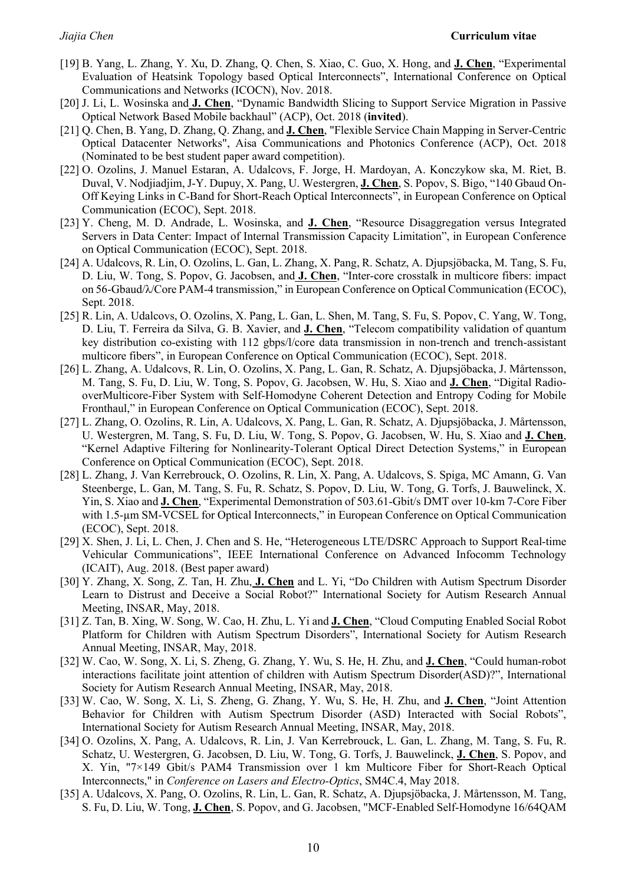- [19] B. Yang, L. Zhang, Y. Xu, D. Zhang, Q. Chen, S. Xiao, C. Guo, X. Hong, and **J. Chen**, "Experimental Evaluation of Heatsink Topology based Optical Interconnects", International Conference on Optical Communications and Networks (ICOCN), Nov. 2018.
- [20] J. Li, L. Wosinska and **J. Chen**, "Dynamic Bandwidth Slicing to Support Service Migration in Passive Optical Network Based Mobile backhaul" (ACP), Oct. 2018 (**invited**).
- [21] Q. Chen, B. Yang, D. Zhang, Q. Zhang, and **J. Chen**, "Flexible Service Chain Mapping in Server-Centric Optical Datacenter Networks", Aisa Communications and Photonics Conference (ACP), Oct. 2018 (Nominated to be best student paper award competition).
- [22] O. Ozolins, J. Manuel Estaran, A. Udalcovs, F. Jorge, H. Mardoyan, A. Konczykow ska, M. Riet, B. Duval, V. Nodjiadjim, J-Y. Dupuy, X. Pang, U. Westergren, **J. Chen**, S. Popov, S. Bigo, "140 Gbaud On-Off Keying Links in C-Band for Short-Reach Optical Interconnects", in European Conference on Optical Communication (ECOC), Sept. 2018.
- [23] Y. Cheng, M. D. Andrade, L. Wosinska, and **J. Chen**, "Resource Disaggregation versus Integrated Servers in Data Center: Impact of Internal Transmission Capacity Limitation", in European Conference on Optical Communication (ECOC), Sept. 2018.
- [24] A. Udalcovs, R. Lin, O. Ozolins, L. Gan, L. Zhang, X. Pang, R. Schatz, A. Djupsjöbacka, M. Tang, S. Fu, D. Liu, W. Tong, S. Popov, G. Jacobsen, and **J. Chen**, "Inter-core crosstalk in multicore fibers: impact on 56-Gbaud/λ/Core PAM-4 transmission," in European Conference on Optical Communication (ECOC), Sept. 2018.
- [25] R. Lin, A. Udalcovs, O. Ozolins, X. Pang, L. Gan, L. Shen, M. Tang, S. Fu, S. Popov, C. Yang, W. Tong, D. Liu, T. Ferreira da Silva, G. B. Xavier, and **J. Chen**, "Telecom compatibility validation of quantum key distribution co-existing with 112 gbps/l/core data transmission in non-trench and trench-assistant multicore fibers", in European Conference on Optical Communication (ECOC), Sept. 2018.
- [26] L. Zhang, A. Udalcovs, R. Lin, O. Ozolins, X. Pang, L. Gan, R. Schatz, A. Djupsjöbacka, J. Mårtensson, M. Tang, S. Fu, D. Liu, W. Tong, S. Popov, G. Jacobsen, W. Hu, S. Xiao and **J. Chen**, "Digital Radio-overMulticore-Fiber System with Self-Homodyne Coherent Detection and Entropy Coding for Mobile Fronthaul," in European Conference on Optical Communication (ECOC), Sept. 2018.
- [27] L. Zhang, O. Ozolins, R. Lin, A. Udalcovs, X. Pang, L. Gan, R. Schatz, A. Djupsjöbacka, J. Mårtensson, U. Westergren, M. Tang, S. Fu, D. Liu, W. Tong, S. Popov, G. Jacobsen, W. Hu, S. Xiao and **J. Chen**, "Kernel Adaptive Filtering for Nonlinearity-Tolerant Optical Direct Detection Systems," in European Conference on Optical Communication (ECOC), Sept. 2018.
- [28] L. Zhang, J. Van Kerrebrouck, O. Ozolins, R. Lin, X. Pang, A. Udalcovs, S. Spiga, MC Amann, G. Van Steenberge, L. Gan, M. Tang, S. Fu, R. Schatz, S. Popov, D. Liu, W. Tong, G. Torfs, J. Bauwelinck, X. Yin, S. Xiao and **J. Chen**, "Experimental Demonstration of 503.61-Gbit/s DMT over 10-km 7-Core Fiber with 1.5-μm SM-VCSEL for Optical Interconnects," in European Conference on Optical Communication (ECOC), Sept. 2018.
- [29] X. Shen, J. Li, L. Chen, J. Chen and S. He, "Heterogeneous LTE/DSRC Approach to Support Real-time Vehicular Communications", IEEE International Conference on Advanced Infocomm Technology (ICAIT), Aug. 2018. (Best paper award)
- [30] Y. Zhang, X. Song, Z. Tan, H. Zhu, **J. Chen** and L. Yi, "Do Children with Autism Spectrum Disorder Learn to Distrust and Deceive a Social Robot?" International Society for Autism Research Annual Meeting, INSAR, May, 2018.
- [31] Z. Tan, B. Xing, W. Song, W. Cao, H. Zhu, L. Yi and **J. Chen**, "Cloud Computing Enabled Social Robot Platform for Children with Autism Spectrum Disorders", International Society for Autism Research Annual Meeting, INSAR, May, 2018.
- [32] W. Cao, W. Song, X. Li, S. Zheng, G. Zhang, Y. Wu, S. He, H. Zhu, and **J. Chen**, "Could human-robot interactions facilitate joint attention of children with Autism Spectrum Disorder(ASD)?", International Society for Autism Research Annual Meeting, INSAR, May, 2018.
- [33] W. Cao, W. Song, X. Li, S. Zheng, G. Zhang, Y. Wu, S. He, H. Zhu, and **J. Chen**, "Joint Attention Behavior for Children with Autism Spectrum Disorder (ASD) Interacted with Social Robots", International Society for Autism Research Annual Meeting, INSAR, May, 2018.
- [34] O. Ozolins, X. Pang, A. Udalcovs, R. Lin, J. Van Kerrebrouck, L. Gan, L. Zhang, M. Tang, S. Fu, R. Schatz, U. Westergren, G. Jacobsen, D. Liu, W. Tong, G. Torfs, J. Bauwelinck, **J. Chen**, S. Popov, and X. Yin, "7×149 Gbit/s PAM4 Transmission over 1 km Multicore Fiber for Short-Reach Optical Interconnects," in *Conference on Lasers and Electro-Optics*, SM4C.4, May 2018.
- [35] A. Udalcovs, X. Pang, O. Ozolins, R. Lin, L. Gan, R. Schatz, A. Djupsjöbacka, J. Mårtensson, M. Tang, S. Fu, D. Liu, W. Tong, **J. Chen**, S. Popov, and G. Jacobsen, "MCF-Enabled Self-Homodyne 16/64QAM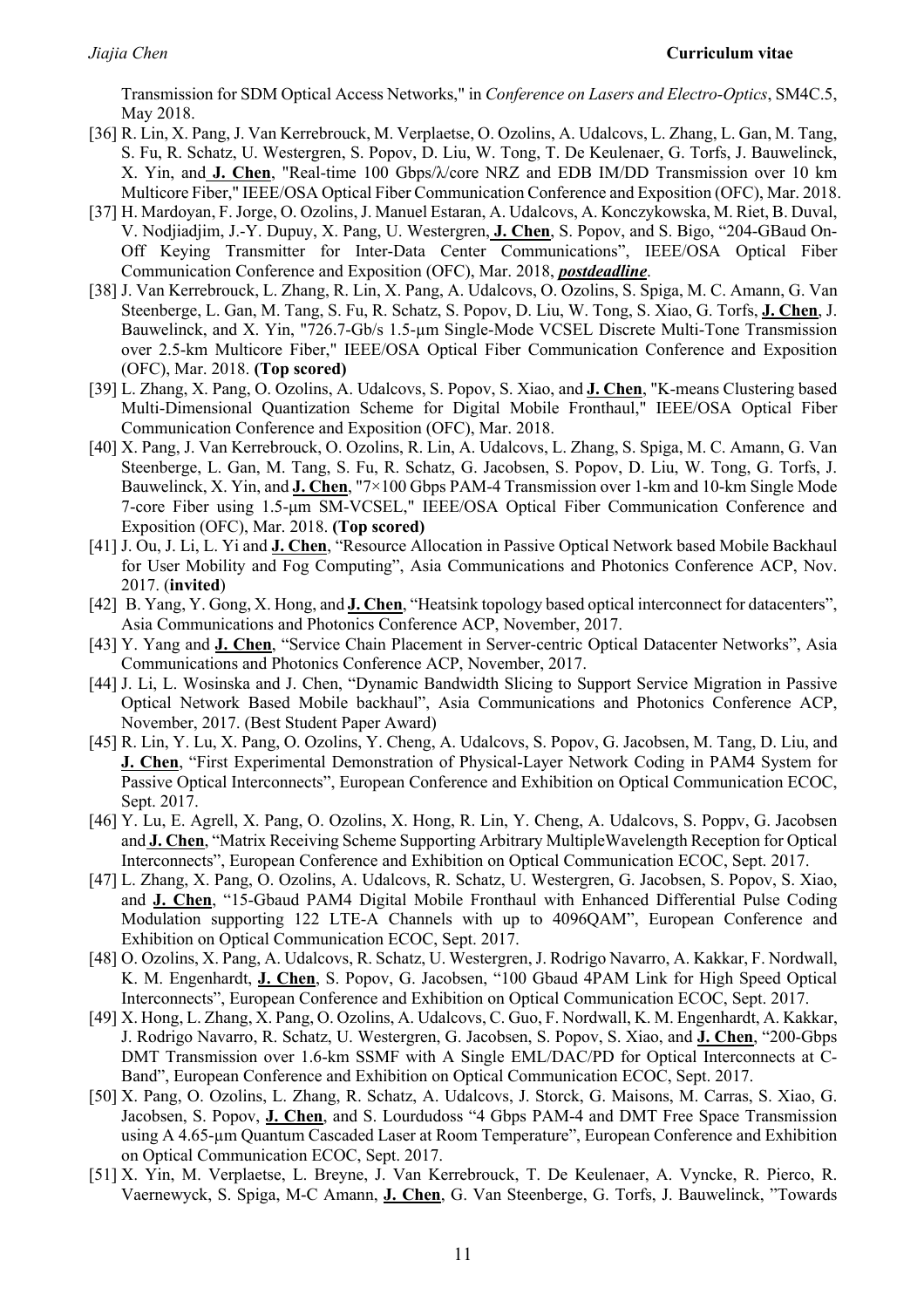Transmission for SDM Optical Access Networks," in *Conference on Lasers and Electro-Optics*, SM4C.5, May 2018.

[36] R. Lin, X. Pang, J. Van Kerrebrouck, M. Verplaetse, O. Ozolins, A. Udalcovs, L. Zhang, L. Gan, M. Tang, S. Fu, R. Schatz, U. Westergren, S. Popov, D. Liu, W. Tong, T. De Keulenaer, G. Torfs, J. Bauwelinck, X. Yin, and **J. Chen**, "Real-time 100 Gbps/λ/core NRZ and EDB IM/DD Transmission over 10 km Multicore Fiber," IEEE/OSA Optical Fiber Communication Conference and Exposition (OFC), Mar. 2018.

[37] H. Mardoyan, F. Jorge, O. Ozolins, J. Manuel Estaran, A. Udalcovs, A. Konczykowska, M. Riet, B. Duval, V. Nodjiadjim, J.-Y. Dupuy, X. Pang, U. Westergren, **J. Chen**, S. Popov, and S. Bigo, "204-GBaud On-Off Keying Transmitter for Inter-Data Center Communications", IEEE/OSA Optical Fiber Communication Conference and Exposition (OFC), Mar. 2018, ***postdeadline***.

[38] J. Van Kerrebrouck, L. Zhang, R. Lin, X. Pang, A. Udalcovs, O. Ozolins, S. Spiga, M. C. Amann, G. Van Steenberge, L. Gan, M. Tang, S. Fu, R. Schatz, S. Popov, D. Liu, W. Tong, S. Xiao, G. Torfs, **J. Chen**, J. Bauwelinck, and X. Yin, "726.7-Gb/s 1.5-μm Single-Mode VCSEL Discrete Multi-Tone Transmission over 2.5-km Multicore Fiber," IEEE/OSA Optical Fiber Communication Conference and Exposition (OFC), Mar. 2018. **(Top scored)**

[39] L. Zhang, X. Pang, O. Ozolins, A. Udalcovs, S. Popov, S. Xiao, and **J. Chen**, "K-means Clustering based Multi-Dimensional Quantization Scheme for Digital Mobile Fronthaul," IEEE/OSA Optical Fiber Communication Conference and Exposition (OFC), Mar. 2018.

[40] X. Pang, J. Van Kerrebrouck, O. Ozolins, R. Lin, A. Udalcovs, L. Zhang, S. Spiga, M. C. Amann, G. Van Steenberge, L. Gan, M. Tang, S. Fu, R. Schatz, G. Jacobsen, S. Popov, D. Liu, W. Tong, G. Torfs, J. Bauwelinck, X. Yin, and **J. Chen**, "7×100 Gbps PAM-4 Transmission over 1-km and 10-km Single Mode 7-core Fiber using 1.5-μm SM-VCSEL," IEEE/OSA Optical Fiber Communication Conference and Exposition (OFC), Mar. 2018. **(Top scored)**

[41] J. Ou, J. Li, L. Yi and **J. Chen**, "Resource Allocation in Passive Optical Network based Mobile Backhaul for User Mobility and Fog Computing", Asia Communications and Photonics Conference ACP, Nov. 2017. (**invited**)

[42] B. Yang, Y. Gong, X. Hong, and **J. Chen**, "Heatsink topology based optical interconnect for datacenters", Asia Communications and Photonics Conference ACP, November, 2017.

[43] Y. Yang and **J. Chen**, "Service Chain Placement in Server-centric Optical Datacenter Networks", Asia Communications and Photonics Conference ACP, November, 2017.

[44] J. Li, L. Wosinska and J. Chen, "Dynamic Bandwidth Slicing to Support Service Migration in Passive Optical Network Based Mobile backhaul", Asia Communications and Photonics Conference ACP, November, 2017. (Best Student Paper Award)

[45] R. Lin, Y. Lu, X. Pang, O. Ozolins, Y. Cheng, A. Udalcovs, S. Popov, G. Jacobsen, M. Tang, D. Liu, and **J. Chen**, "First Experimental Demonstration of Physical-Layer Network Coding in PAM4 System for Passive Optical Interconnects", European Conference and Exhibition on Optical Communication ECOC, Sept. 2017.

[46] Y. Lu, E. Agrell, X. Pang, O. Ozolins, X. Hong, R. Lin, Y. Cheng, A. Udalcovs, S. Poppv, G. Jacobsen and **J. Chen**, "Matrix Receiving Scheme Supporting Arbitrary MultipleWavelength Reception for Optical Interconnects", European Conference and Exhibition on Optical Communication ECOC, Sept. 2017.

[47] L. Zhang, X. Pang, O. Ozolins, A. Udalcovs, R. Schatz, U. Westergren, G. Jacobsen, S. Popov, S. Xiao, and **J. Chen**, "15-Gbaud PAM4 Digital Mobile Fronthaul with Enhanced Differential Pulse Coding Modulation supporting 122 LTE-A Channels with up to 4096QAM", European Conference and Exhibition on Optical Communication ECOC, Sept. 2017.

[48] O. Ozolins, X. Pang, A. Udalcovs, R. Schatz, U. Westergren, J. Rodrigo Navarro, A. Kakkar, F. Nordwall, K. M. Engenhardt, **J. Chen**, S. Popov, G. Jacobsen, "100 Gbaud 4PAM Link for High Speed Optical Interconnects", European Conference and Exhibition on Optical Communication ECOC, Sept. 2017.

[49] X. Hong, L. Zhang, X. Pang, O. Ozolins, A. Udalcovs, C. Guo, F. Nordwall, K. M. Engenhardt, A. Kakkar, J. Rodrigo Navarro, R. Schatz, U. Westergren, G. Jacobsen, S. Popov, S. Xiao, and **J. Chen**, "200-Gbps DMT Transmission over 1.6-km SSMF with A Single EML/DAC/PD for Optical Interconnects at C-Band", European Conference and Exhibition on Optical Communication ECOC, Sept. 2017.

[50] X. Pang, O. Ozolins, L. Zhang, R. Schatz, A. Udalcovs, J. Storck, G. Maisons, M. Carras, S. Xiao, G. Jacobsen, S. Popov, **J. Chen**, and S. Lourdudoss "4 Gbps PAM-4 and DMT Free Space Transmission using A 4.65-μm Quantum Cascaded Laser at Room Temperature", European Conference and Exhibition on Optical Communication ECOC, Sept. 2017.

[51] X. Yin, M. Verplaetse, L. Breyne, J. Van Kerrebrouck, T. De Keulenaer, A. Vyncke, R. Pierco, R. Vaernewyck, S. Spiga, M-C Amann, **J. Chen**, G. Van Steenberge, G. Torfs, J. Bauwelinck, "Towards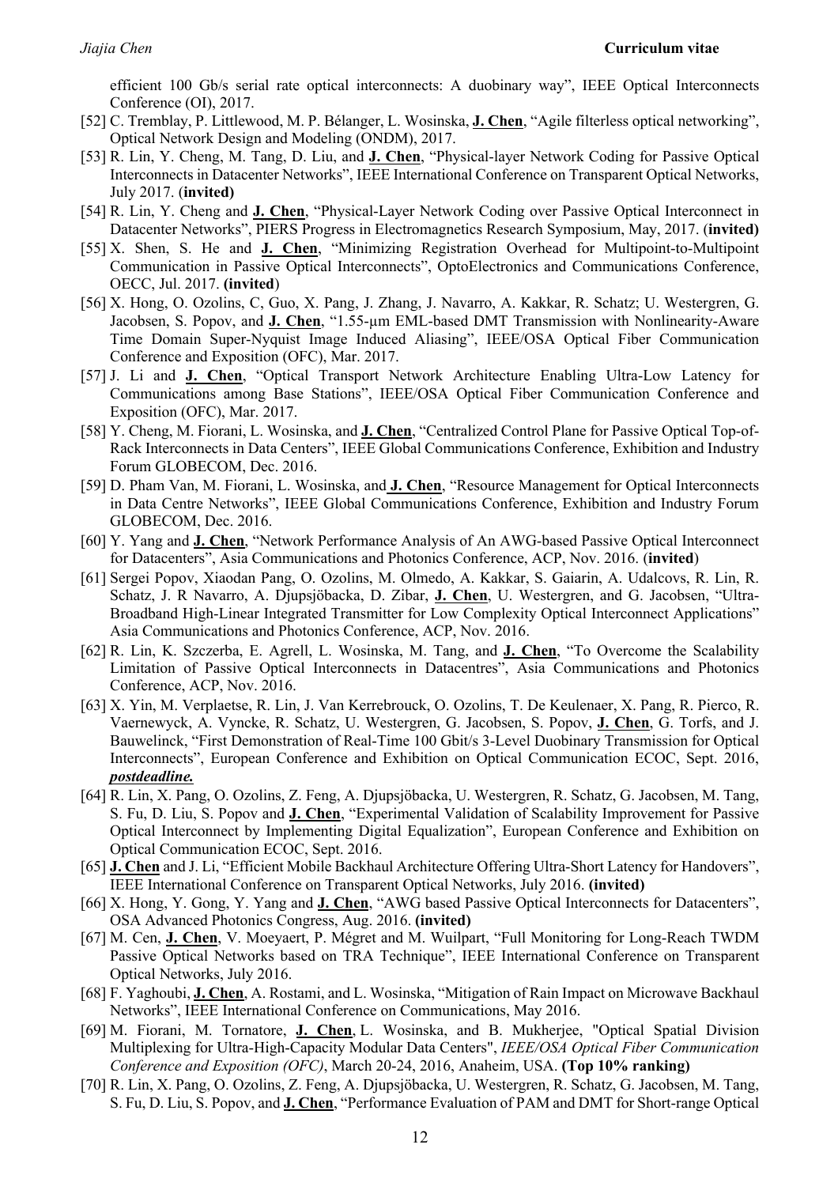efficient 100 Gb/s serial rate optical interconnects: A duobinary way", IEEE Optical Interconnects Conference (OI), 2017.

[52] C. Tremblay, P. Littlewood, M. P. Bélanger, L. Wosinska, **J. Chen**, "Agile filterless optical networking", Optical Network Design and Modeling (ONDM), 2017.

[53] R. Lin, Y. Cheng, M. Tang, D. Liu, and **J. Chen**, "Physical-layer Network Coding for Passive Optical Interconnects in Datacenter Networks", IEEE International Conference on Transparent Optical Networks, July 2017. (**invited)**

[54] R. Lin, Y. Cheng and **J. Chen**, "Physical-Layer Network Coding over Passive Optical Interconnect in Datacenter Networks", PIERS Progress in Electromagnetics Research Symposium, May, 2017. (**invited)**

[55] X. Shen, S. He and **J. Chen**, "Minimizing Registration Overhead for Multipoint-to-Multipoint Communication in Passive Optical Interconnects", OptoElectronics and Communications Conference, OECC, Jul. 2017. **(invited**)

[56] X. Hong, O. Ozolins, C, Guo, X. Pang, J. Zhang, J. Navarro, A. Kakkar, R. Schatz; U. Westergren, G. Jacobsen, S. Popov, and **J. Chen**, "1.55-μm EML-based DMT Transmission with Nonlinearity-Aware Time Domain Super-Nyquist Image Induced Aliasing", IEEE/OSA Optical Fiber Communication Conference and Exposition (OFC), Mar. 2017.

[57] J. Li and **J. Chen**, "Optical Transport Network Architecture Enabling Ultra-Low Latency for Communications among Base Stations", IEEE/OSA Optical Fiber Communication Conference and Exposition (OFC), Mar. 2017.

[58] Y. Cheng, M. Fiorani, L. Wosinska, and **J. Chen**, "Centralized Control Plane for Passive Optical Top-of-Rack Interconnects in Data Centers", IEEE Global Communications Conference, Exhibition and Industry Forum GLOBECOM, Dec. 2016.

[59] D. Pham Van, M. Fiorani, L. Wosinska, and **J. Chen**, "Resource Management for Optical Interconnects in Data Centre Networks", IEEE Global Communications Conference, Exhibition and Industry Forum GLOBECOM, Dec. 2016.

[60] Y. Yang and **J. Chen**, "Network Performance Analysis of An AWG-based Passive Optical Interconnect for Datacenters", Asia Communications and Photonics Conference, ACP, Nov. 2016. (**invited**)

[61] Sergei Popov, Xiaodan Pang, O. Ozolins, M. Olmedo, A. Kakkar, S. Gaiarin, A. Udalcovs, R. Lin, R. Schatz, J. R Navarro, A. Djupsjöbacka, D. Zibar, **J. Chen**, U. Westergren, and G. Jacobsen, "Ultra-Broadband High-Linear Integrated Transmitter for Low Complexity Optical Interconnect Applications" Asia Communications and Photonics Conference, ACP, Nov. 2016.

[62] R. Lin, K. Szczerba, E. Agrell, L. Wosinska, M. Tang, and **J. Chen**, "To Overcome the Scalability Limitation of Passive Optical Interconnects in Datacentres", Asia Communications and Photonics Conference, ACP, Nov. 2016.

[63] X. Yin, M. Verplaetse, R. Lin, J. Van Kerrebrouck, O. Ozolins, T. De Keulenaer, X. Pang, R. Pierco, R. Vaernewyck, A. Vyncke, R. Schatz, U. Westergren, G. Jacobsen, S. Popov, **J. Chen**, G. Torfs, and J. Bauwelinck, "First Demonstration of Real-Time 100 Gbit/s 3-Level Duobinary Transmission for Optical Interconnects", European Conference and Exhibition on Optical Communication ECOC, Sept. 2016, ***postdeadline.***

[64] R. Lin, X. Pang, O. Ozolins, Z. Feng, A. Djupsjöbacka, U. Westergren, R. Schatz, G. Jacobsen, M. Tang, S. Fu, D. Liu, S. Popov and **J. Chen**, "Experimental Validation of Scalability Improvement for Passive Optical Interconnect by Implementing Digital Equalization", European Conference and Exhibition on Optical Communication ECOC, Sept. 2016.

[65] **J. Chen** and J. Li, "Efficient Mobile Backhaul Architecture Offering Ultra-Short Latency for Handovers", IEEE International Conference on Transparent Optical Networks, July 2016. **(invited)**

[66] X. Hong, Y. Gong, Y. Yang and **J. Chen**, "AWG based Passive Optical Interconnects for Datacenters", OSA Advanced Photonics Congress, Aug. 2016. **(invited)**

[67] M. Cen, **J. Chen**, V. Moeyaert, P. Mégret and M. Wuilpart, "Full Monitoring for Long-Reach TWDM Passive Optical Networks based on TRA Technique", IEEE International Conference on Transparent Optical Networks, July 2016.

[68] F. Yaghoubi, **J. Chen**, A. Rostami, and L. Wosinska, "Mitigation of Rain Impact on Microwave Backhaul Networks", IEEE International Conference on Communications, May 2016.

[69] M. Fiorani, M. Tornatore, **J. Chen**, L. Wosinska, and B. Mukherjee, "Optical Spatial Division Multiplexing for Ultra-High-Capacity Modular Data Centers", *IEEE/OSA Optical Fiber Communication Conference and Exposition (OFC)*, March 20-24, 2016, Anaheim, USA. **(Top 10% ranking)**

[70] R. Lin, X. Pang, O. Ozolins, Z. Feng, A. Djupsjöbacka, U. Westergren, R. Schatz, G. Jacobsen, M. Tang, S. Fu, D. Liu, S. Popov, and **J. Chen**, "Performance Evaluation of PAM and DMT for Short-range Optical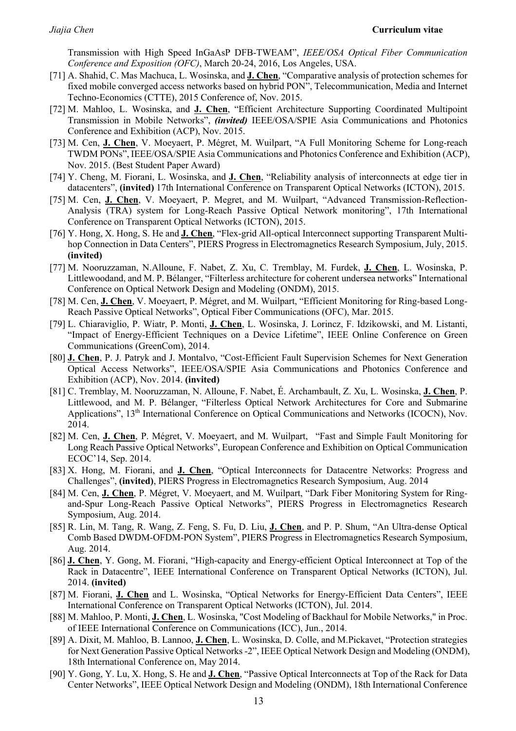Transmission with High Speed InGaAsP DFB-TWEAM", *IEEE/OSA Optical Fiber Communication Conference and Exposition (OFC)*, March 20-24, 2016, Los Angeles, USA.

[71] A. Shahid, C. Mas Machuca, L. Wosinska, and **J. Chen**, "Comparative analysis of protection schemes for fixed mobile converged access networks based on hybrid PON", Telecommunication, Media and Internet Techno-Economics (CTTE), 2015 Conference of, Nov. 2015.

[72] M. Mahloo, L. Wosinska, and **J. Chen**, "Efficient Architecture Supporting Coordinated Multipoint Transmission in Mobile Networks", ***(invited)*** IEEE/OSA/SPIE Asia Communications and Photonics Conference and Exhibition (ACP), Nov. 2015.

[73] M. Cen, **J. Chen**, V. Moeyaert, P. Mégret, M. Wuilpart, "A Full Monitoring Scheme for Long-reach TWDM PONs", IEEE/OSA/SPIE Asia Communications and Photonics Conference and Exhibition (ACP), Nov. 2015. (Best Student Paper Award)

[74] Y. Cheng, M. Fiorani, L. Wosinska, and **J. Chen**, "Reliability analysis of interconnects at edge tier in datacenters", **(invited)** 17th International Conference on Transparent Optical Networks (ICTON), 2015.

[75] M. Cen, **J. Chen**, V. Moeyaert, P. Megret, and M. Wuilpart, "Advanced Transmission-Reflection-Analysis (TRA) system for Long-Reach Passive Optical Network monitoring", 17th International Conference on Transparent Optical Networks (ICTON), 2015.

[76] Y. Hong, X. Hong, S. He and **J. Chen**, "Flex-grid All-optical Interconnect supporting Transparent Multi-hop Connection in Data Centers", PIERS Progress in Electromagnetics Research Symposium, July, 2015. **(invited)**

[77] M. Nooruzzaman, N.Alloune, F. Nabet, Z. Xu, C. Tremblay, M. Furdek, **J. Chen**, L. Wosinska, P. Littlewoodand, and M. P. Bélanger, "Filterless architecture for coherent undersea networks" International Conference on Optical Network Design and Modeling (ONDM), 2015.

[78] M. Cen, **J. Chen**, V. Moeyaert, P. Mégret, and M. Wuilpart, "Efficient Monitoring for Ring-based Long-Reach Passive Optical Networks", Optical Fiber Communications (OFC), Mar. 2015.

[79] L. Chiaraviglio, P. Wiatr, P. Monti, **J. Chen**, L. Wosinska, J. Lorincz, F. Idzikowski, and M. Listanti, "Impact of Energy-Efficient Techniques on a Device Lifetime", IEEE Online Conference on Green Communications (GreenCom), 2014.

[80] **J. Chen**, P. J. Patryk and J. Montalvo, "Cost-Efficient Fault Supervision Schemes for Next Generation Optical Access Networks", IEEE/OSA/SPIE Asia Communications and Photonics Conference and Exhibition (ACP), Nov. 2014. **(invited)**

[81] C. Tremblay, M. Nooruzzaman, N. Alloune, F. Nabet, É. Archambault, Z. Xu, L. Wosinska, **J. Chen**, P. Littlewood, and M. P. Bélanger, "Filterless Optical Network Architectures for Core and Submarine Applications", 13th International Conference on Optical Communications and Networks (ICOCN), Nov. 2014.

[82] M. Cen, **J. Chen**, P. Mégret, V. Moeyaert, and M. Wuilpart, "Fast and Simple Fault Monitoring for Long Reach Passive Optical Networks", European Conference and Exhibition on Optical Communication ECOC'14, Sep. 2014.

[83] X. Hong, M. Fiorani, and **J. Chen**, "Optical Interconnects for Datacentre Networks: Progress and Challenges", **(invited)**, PIERS Progress in Electromagnetics Research Symposium, Aug. 2014

[84] M. Cen, **J. Chen**, P. Mégret, V. Moeyaert, and M. Wuilpart, "Dark Fiber Monitoring System for Ring-and-Spur Long-Reach Passive Optical Networks", PIERS Progress in Electromagnetics Research Symposium, Aug. 2014.

[85] R. Lin, M. Tang, R. Wang, Z. Feng, S. Fu, D. Liu, **J. Chen**, and P. P. Shum, "An Ultra-dense Optical Comb Based DWDM-OFDM-PON System", PIERS Progress in Electromagnetics Research Symposium, Aug. 2014.

[86] **J. Chen**, Y. Gong, M. Fiorani, "High-capacity and Energy-efficient Optical Interconnect at Top of the Rack in Datacentre", IEEE International Conference on Transparent Optical Networks (ICTON), Jul. 2014. **(invited)**

[87] M. Fiorani, **J. Chen** and L. Wosinska, "Optical Networks for Energy-Efficient Data Centers", IEEE International Conference on Transparent Optical Networks (ICTON), Jul. 2014.

[88] M. Mahloo, P. Monti, **J. Chen**, L. Wosinska, "Cost Modeling of Backhaul for Mobile Networks," in Proc. of IEEE International Conference on Communications (ICC), Jun., 2014.

[89] A. Dixit, M. Mahloo, B. Lannoo, **J. Chen**, L. Wosinska, D. Colle, and M.Pickavet, "Protection strategies for Next Generation Passive Optical Networks -2", IEEE Optical Network Design and Modeling (ONDM), 18th International Conference on, May 2014.

[90] Y. Gong, Y. Lu, X. Hong, S. He and **J. Chen**, "Passive Optical Interconnects at Top of the Rack for Data Center Networks", IEEE Optical Network Design and Modeling (ONDM), 18th International Conference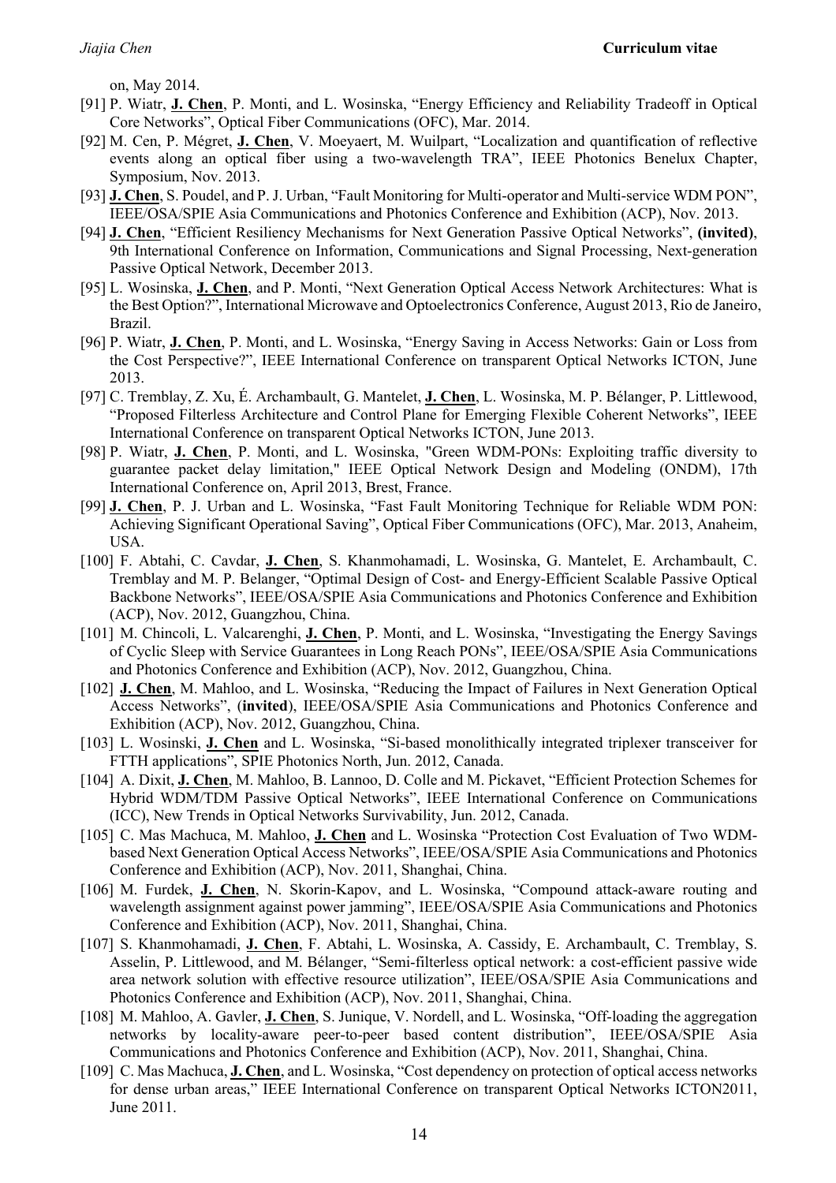on, May 2014.

- [91] P. Wiatr, **J. Chen**, P. Monti, and L. Wosinska, "Energy Efficiency and Reliability Tradeoff in Optical Core Networks", Optical Fiber Communications (OFC), Mar. 2014.
- [92] M. Cen, P. Mégret, **J. Chen**, V. Moeyaert, M. Wuilpart, "Localization and quantification of reflective events along an optical fiber using a two-wavelength TRA", IEEE Photonics Benelux Chapter, Symposium, Nov. 2013.
- [93] **J. Chen**, S. Poudel, and P. J. Urban, "Fault Monitoring for Multi-operator and Multi-service WDM PON", IEEE/OSA/SPIE Asia Communications and Photonics Conference and Exhibition (ACP), Nov. 2013.
- [94] **J. Chen**, "Efficient Resiliency Mechanisms for Next Generation Passive Optical Networks", **(invited)**, 9th International Conference on Information, Communications and Signal Processing, Next-generation Passive Optical Network, December 2013.
- [95] L. Wosinska, **J. Chen**, and P. Monti, "Next Generation Optical Access Network Architectures: What is the Best Option?", International Microwave and Optoelectronics Conference, August 2013, Rio de Janeiro, Brazil.
- [96] P. Wiatr, **J. Chen**, P. Monti, and L. Wosinska, "Energy Saving in Access Networks: Gain or Loss from the Cost Perspective?", IEEE International Conference on transparent Optical Networks ICTON, June 2013.
- [97] C. Tremblay, Z. Xu, É. Archambault, G. Mantelet, **J. Chen**, L. Wosinska, M. P. Bélanger, P. Littlewood, "Proposed Filterless Architecture and Control Plane for Emerging Flexible Coherent Networks", IEEE International Conference on transparent Optical Networks ICTON, June 2013.
- [98] P. Wiatr, **J. Chen**, P. Monti, and L. Wosinska, "Green WDM-PONs: Exploiting traffic diversity to guarantee packet delay limitation," IEEE Optical Network Design and Modeling (ONDM), 17th International Conference on, April 2013, Brest, France.
- [99] **J. Chen**, P. J. Urban and L. Wosinska, "Fast Fault Monitoring Technique for Reliable WDM PON: Achieving Significant Operational Saving", Optical Fiber Communications (OFC), Mar. 2013, Anaheim, USA.
- [100] F. Abtahi, C. Cavdar, **J. Chen**, S. Khanmohamadi, L. Wosinska, G. Mantelet, E. Archambault, C. Tremblay and M. P. Belanger, "Optimal Design of Cost- and Energy-Efficient Scalable Passive Optical Backbone Networks", IEEE/OSA/SPIE Asia Communications and Photonics Conference and Exhibition (ACP), Nov. 2012, Guangzhou, China.
- [101] M. Chincoli, L. Valcarenghi, **J. Chen**, P. Monti, and L. Wosinska, "Investigating the Energy Savings of Cyclic Sleep with Service Guarantees in Long Reach PONs", IEEE/OSA/SPIE Asia Communications and Photonics Conference and Exhibition (ACP), Nov. 2012, Guangzhou, China.
- [102] **J. Chen**, M. Mahloo, and L. Wosinska, "Reducing the Impact of Failures in Next Generation Optical Access Networks", (**invited**), IEEE/OSA/SPIE Asia Communications and Photonics Conference and Exhibition (ACP), Nov. 2012, Guangzhou, China.
- [103] L. Wosinski, **J. Chen** and L. Wosinska, "Si-based monolithically integrated triplexer transceiver for FTTH applications", SPIE Photonics North, Jun. 2012, Canada.
- [104] A. Dixit, **J. Chen**, M. Mahloo, B. Lannoo, D. Colle and M. Pickavet, "Efficient Protection Schemes for Hybrid WDM/TDM Passive Optical Networks", IEEE International Conference on Communications (ICC), New Trends in Optical Networks Survivability, Jun. 2012, Canada.
- [105] C. Mas Machuca, M. Mahloo, **J. Chen** and L. Wosinska "Protection Cost Evaluation of Two WDM-based Next Generation Optical Access Networks", IEEE/OSA/SPIE Asia Communications and Photonics Conference and Exhibition (ACP), Nov. 2011, Shanghai, China.
- [106] M. Furdek, **J. Chen**, N. Skorin-Kapov, and L. Wosinska, "Compound attack-aware routing and wavelength assignment against power jamming", IEEE/OSA/SPIE Asia Communications and Photonics Conference and Exhibition (ACP), Nov. 2011, Shanghai, China.
- [107] S. Khanmohamadi, **J. Chen**, F. Abtahi, L. Wosinska, A. Cassidy, E. Archambault, C. Tremblay, S. Asselin, P. Littlewood, and M. Bélanger, "Semi-filterless optical network: a cost-efficient passive wide area network solution with effective resource utilization", IEEE/OSA/SPIE Asia Communications and Photonics Conference and Exhibition (ACP), Nov. 2011, Shanghai, China.
- [108] M. Mahloo, A. Gavler, **J. Chen**, S. Junique, V. Nordell, and L. Wosinska, "Off-loading the aggregation networks by locality-aware peer-to-peer based content distribution", IEEE/OSA/SPIE Asia Communications and Photonics Conference and Exhibition (ACP), Nov. 2011, Shanghai, China.
- [109] C. Mas Machuca, **J. Chen**, and L. Wosinska, "Cost dependency on protection of optical access networks for dense urban areas," IEEE International Conference on transparent Optical Networks ICTON2011, June 2011.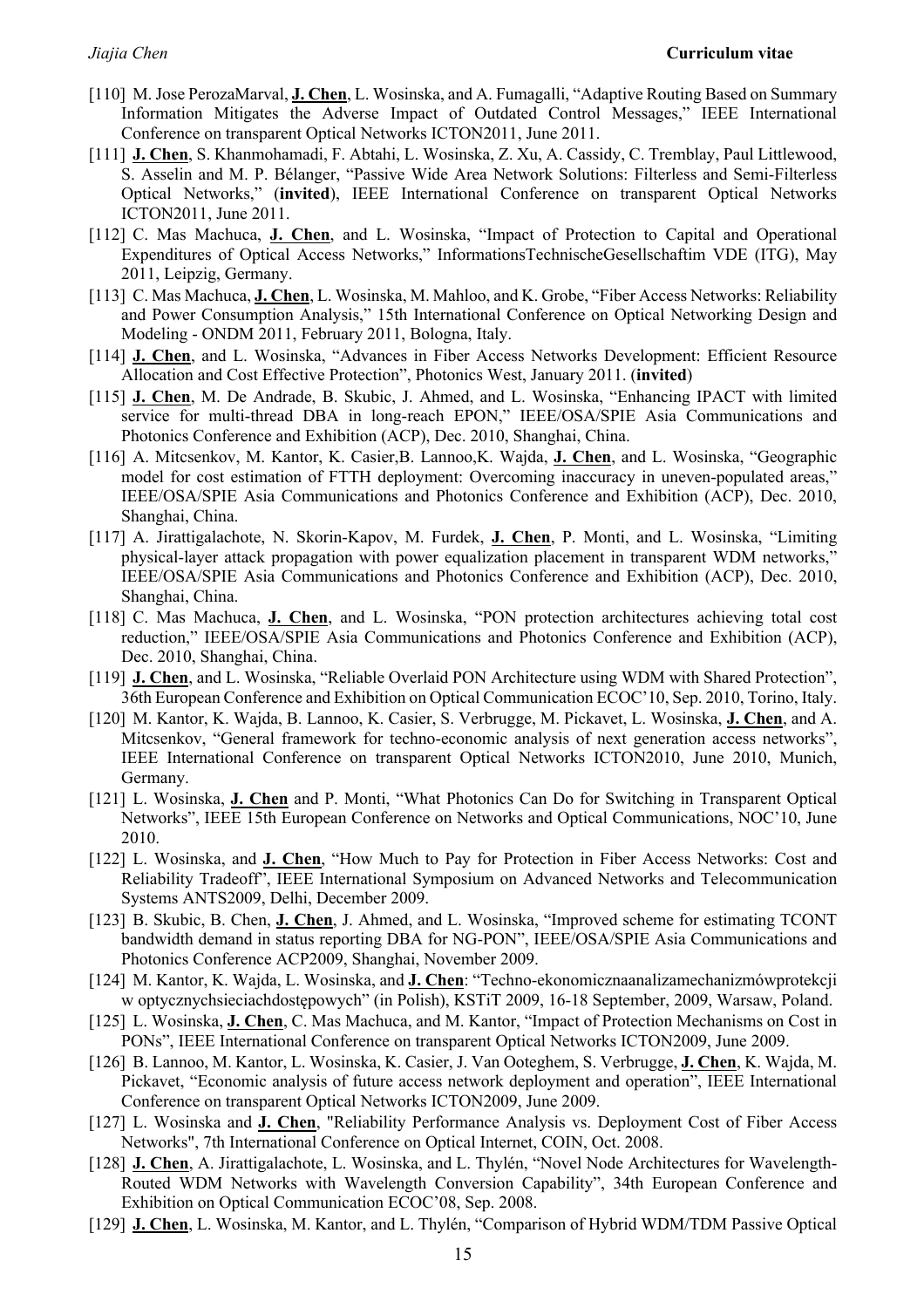[110] M. Jose PerozaMarval, **J. Chen**, L. Wosinska, and A. Fumagalli, "Adaptive Routing Based on Summary Information Mitigates the Adverse Impact of Outdated Control Messages," IEEE International Conference on transparent Optical Networks ICTON2011, June 2011.

[111] **J. Chen**, S. Khanmohamadi, F. Abtahi, L. Wosinska, Z. Xu, A. Cassidy, C. Tremblay, Paul Littlewood, S. Asselin and M. P. Bélanger, "Passive Wide Area Network Solutions: Filterless and Semi-Filterless Optical Networks," (**invited**), IEEE International Conference on transparent Optical Networks ICTON2011, June 2011.

[112] C. Mas Machuca, **J. Chen**, and L. Wosinska, "Impact of Protection to Capital and Operational Expenditures of Optical Access Networks," InformationsTechnischeGesellschaftim VDE (ITG), May 2011, Leipzig, Germany.

[113] C. Mas Machuca, **J. Chen**, L. Wosinska, M. Mahloo, and K. Grobe, "Fiber Access Networks: Reliability and Power Consumption Analysis," 15th International Conference on Optical Networking Design and Modeling - ONDM 2011, February 2011, Bologna, Italy.

[114] **J. Chen**, and L. Wosinska, "Advances in Fiber Access Networks Development: Efficient Resource Allocation and Cost Effective Protection", Photonics West, January 2011. (**invited**)

[115] **J. Chen**, M. De Andrade, B. Skubic, J. Ahmed, and L. Wosinska, "Enhancing IPACT with limited service for multi-thread DBA in long-reach EPON," IEEE/OSA/SPIE Asia Communications and Photonics Conference and Exhibition (ACP), Dec. 2010, Shanghai, China.

[116] A. Mitcsenkov, M. Kantor, K. Casier,B. Lannoo,K. Wajda, **J. Chen**, and L. Wosinska, "Geographic model for cost estimation of FTTH deployment: Overcoming inaccuracy in uneven-populated areas," IEEE/OSA/SPIE Asia Communications and Photonics Conference and Exhibition (ACP), Dec. 2010, Shanghai, China.

[117] A. Jirattigalachote, N. Skorin-Kapov, M. Furdek, **J. Chen**, P. Monti, and L. Wosinska, "Limiting physical-layer attack propagation with power equalization placement in transparent WDM networks," IEEE/OSA/SPIE Asia Communications and Photonics Conference and Exhibition (ACP), Dec. 2010, Shanghai, China.

[118] C. Mas Machuca, **J. Chen**, and L. Wosinska, "PON protection architectures achieving total cost reduction," IEEE/OSA/SPIE Asia Communications and Photonics Conference and Exhibition (ACP), Dec. 2010, Shanghai, China.

[119] **J. Chen**, and L. Wosinska, "Reliable Overlaid PON Architecture using WDM with Shared Protection", 36th European Conference and Exhibition on Optical Communication ECOC'10, Sep. 2010, Torino, Italy.

[120] M. Kantor, K. Wajda, B. Lannoo, K. Casier, S. Verbrugge, M. Pickavet, L. Wosinska, **J. Chen**, and A. Mitcsenkov, "General framework for techno-economic analysis of next generation access networks", IEEE International Conference on transparent Optical Networks ICTON2010, June 2010, Munich, Germany.

[121] L. Wosinska, **J. Chen** and P. Monti, "What Photonics Can Do for Switching in Transparent Optical Networks", IEEE 15th European Conference on Networks and Optical Communications, NOC'10, June 2010.

[122] L. Wosinska, and **J. Chen**, "How Much to Pay for Protection in Fiber Access Networks: Cost and Reliability Tradeoff", IEEE International Symposium on Advanced Networks and Telecommunication Systems ANTS2009, Delhi, December 2009.

[123] B. Skubic, B. Chen, **J. Chen**, J. Ahmed, and L. Wosinska, "Improved scheme for estimating TCONT bandwidth demand in status reporting DBA for NG-PON", IEEE/OSA/SPIE Asia Communications and Photonics Conference ACP2009, Shanghai, November 2009.

[124] M. Kantor, K. Wajda, L. Wosinska, and **J. Chen**: "Techno-ekonomicznaanalizamechanizmówprotekcji w optycznychsieciachdostępowych" (in Polish), KSTiT 2009, 16-18 September, 2009, Warsaw, Poland.

[125] L. Wosinska, **J. Chen**, C. Mas Machuca, and M. Kantor, "Impact of Protection Mechanisms on Cost in PONs", IEEE International Conference on transparent Optical Networks ICTON2009, June 2009.

[126] B. Lannoo, M. Kantor, L. Wosinska, K. Casier, J. Van Ooteghem, S. Verbrugge, **J. Chen**, K. Wajda, M. Pickavet, "Economic analysis of future access network deployment and operation", IEEE International Conference on transparent Optical Networks ICTON2009, June 2009.

[127] L. Wosinska and **J. Chen**, "Reliability Performance Analysis vs. Deployment Cost of Fiber Access Networks", 7th International Conference on Optical Internet, COIN, Oct. 2008.

[128] **J. Chen**, A. Jirattigalachote, L. Wosinska, and L. Thylén, "Novel Node Architectures for Wavelength-Routed WDM Networks with Wavelength Conversion Capability", 34th European Conference and Exhibition on Optical Communication ECOC'08, Sep. 2008.

[129] **J. Chen**, L. Wosinska, M. Kantor, and L. Thylén, "Comparison of Hybrid WDM/TDM Passive Optical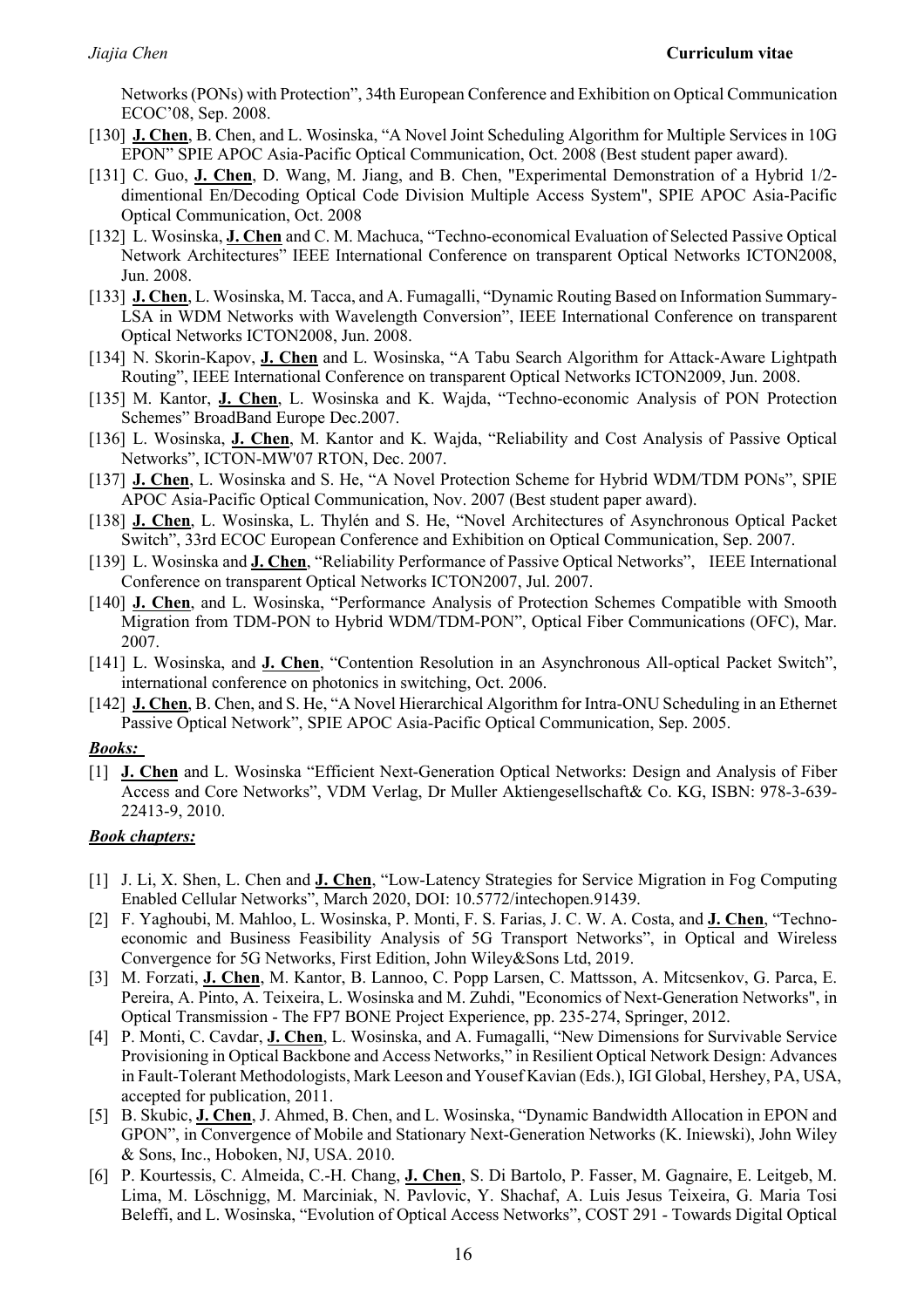Networks (PONs) with Protection", 34th European Conference and Exhibition on Optical Communication ECOC'08, Sep. 2008.

[130] **J. Chen**, B. Chen, and L. Wosinska, "A Novel Joint Scheduling Algorithm for Multiple Services in 10G EPON" SPIE APOC Asia-Pacific Optical Communication, Oct. 2008 (Best student paper award).

[131] C. Guo, **J. Chen**, D. Wang, M. Jiang, and B. Chen, "Experimental Demonstration of a Hybrid 1/2-dimentional En/Decoding Optical Code Division Multiple Access System", SPIE APOC Asia-Pacific Optical Communication, Oct. 2008

[132] L. Wosinska, **J. Chen** and C. M. Machuca, "Techno-economical Evaluation of Selected Passive Optical Network Architectures" IEEE International Conference on transparent Optical Networks ICTON2008, Jun. 2008.

[133] **J. Chen**, L. Wosinska, M. Tacca, and A. Fumagalli, "Dynamic Routing Based on Information Summary-LSA in WDM Networks with Wavelength Conversion", IEEE International Conference on transparent Optical Networks ICTON2008, Jun. 2008.

[134] N. Skorin-Kapov, **J. Chen** and L. Wosinska, "A Tabu Search Algorithm for Attack-Aware Lightpath Routing", IEEE International Conference on transparent Optical Networks ICTON2009, Jun. 2008.

[135] M. Kantor, **J. Chen**, L. Wosinska and K. Wajda, "Techno-economic Analysis of PON Protection Schemes" BroadBand Europe Dec.2007.

[136] L. Wosinska, **J. Chen**, M. Kantor and K. Wajda, "Reliability and Cost Analysis of Passive Optical Networks", ICTON-MW'07 RTON, Dec. 2007.

[137] **J. Chen**, L. Wosinska and S. He, "A Novel Protection Scheme for Hybrid WDM/TDM PONs", SPIE APOC Asia-Pacific Optical Communication, Nov. 2007 (Best student paper award).

[138] **J. Chen**, L. Wosinska, L. Thylén and S. He, "Novel Architectures of Asynchronous Optical Packet Switch", 33rd ECOC European Conference and Exhibition on Optical Communication, Sep. 2007.

[139] L. Wosinska and **J. Chen**, "Reliability Performance of Passive Optical Networks", IEEE International Conference on transparent Optical Networks ICTON2007, Jul. 2007.

[140] **J. Chen**, and L. Wosinska, "Performance Analysis of Protection Schemes Compatible with Smooth Migration from TDM-PON to Hybrid WDM/TDM-PON", Optical Fiber Communications (OFC), Mar. 2007.

[141] L. Wosinska, and **J. Chen**, "Contention Resolution in an Asynchronous All-optical Packet Switch", international conference on photonics in switching, Oct. 2006.

[142] **J. Chen**, B. Chen, and S. He, "A Novel Hierarchical Algorithm for Intra-ONU Scheduling in an Ethernet Passive Optical Network", SPIE APOC Asia-Pacific Optical Communication, Sep. 2005.

***Books:***

[1] **J. Chen** and L. Wosinska "Efficient Next-Generation Optical Networks: Design and Analysis of Fiber Access and Core Networks", VDM Verlag, Dr Muller Aktiengesellschaft& Co. KG, ISBN: 978-3-639-22413-9, 2010.

***Book chapters:***

[1] J. Li, X. Shen, L. Chen and **J. Chen**, "Low-Latency Strategies for Service Migration in Fog Computing Enabled Cellular Networks", March 2020, DOI: 10.5772/intechopen.91439.

[2] F. Yaghoubi, M. Mahloo, L. Wosinska, P. Monti, F. S. Farias, J. C. W. A. Costa, and **J. Chen**, "Techno-economic and Business Feasibility Analysis of 5G Transport Networks", in Optical and Wireless Convergence for 5G Networks, First Edition, John Wiley&Sons Ltd, 2019.

[3] M. Forzati, **J. Chen**, M. Kantor, B. Lannoo, C. Popp Larsen, C. Mattsson, A. Mitcsenkov, G. Parca, E. Pereira, A. Pinto, A. Teixeira, L. Wosinska and M. Zuhdi, "Economics of Next-Generation Networks", in Optical Transmission - The FP7 BONE Project Experience, pp. 235-274, Springer, 2012.

[4] P. Monti, C. Cavdar, **J. Chen**, L. Wosinska, and A. Fumagalli, "New Dimensions for Survivable Service Provisioning in Optical Backbone and Access Networks," in Resilient Optical Network Design: Advances in Fault-Tolerant Methodologists, Mark Leeson and Yousef Kavian (Eds.), IGI Global, Hershey, PA, USA, accepted for publication, 2011.

[5] B. Skubic, **J. Chen**, J. Ahmed, B. Chen, and L. Wosinska, "Dynamic Bandwidth Allocation in EPON and GPON", in Convergence of Mobile and Stationary Next-Generation Networks (K. Iniewski), John Wiley & Sons, Inc., Hoboken, NJ, USA. 2010.

[6] P. Kourtessis, C. Almeida, C.-H. Chang, **J. Chen**, S. Di Bartolo, P. Fasser, M. Gagnaire, E. Leitgeb, M. Lima, M. Löschnigg, M. Marciniak, N. Pavlovic, Y. Shachaf, A. Luis Jesus Teixeira, G. Maria Tosi Beleffi, and L. Wosinska, "Evolution of Optical Access Networks", COST 291 - Towards Digital Optical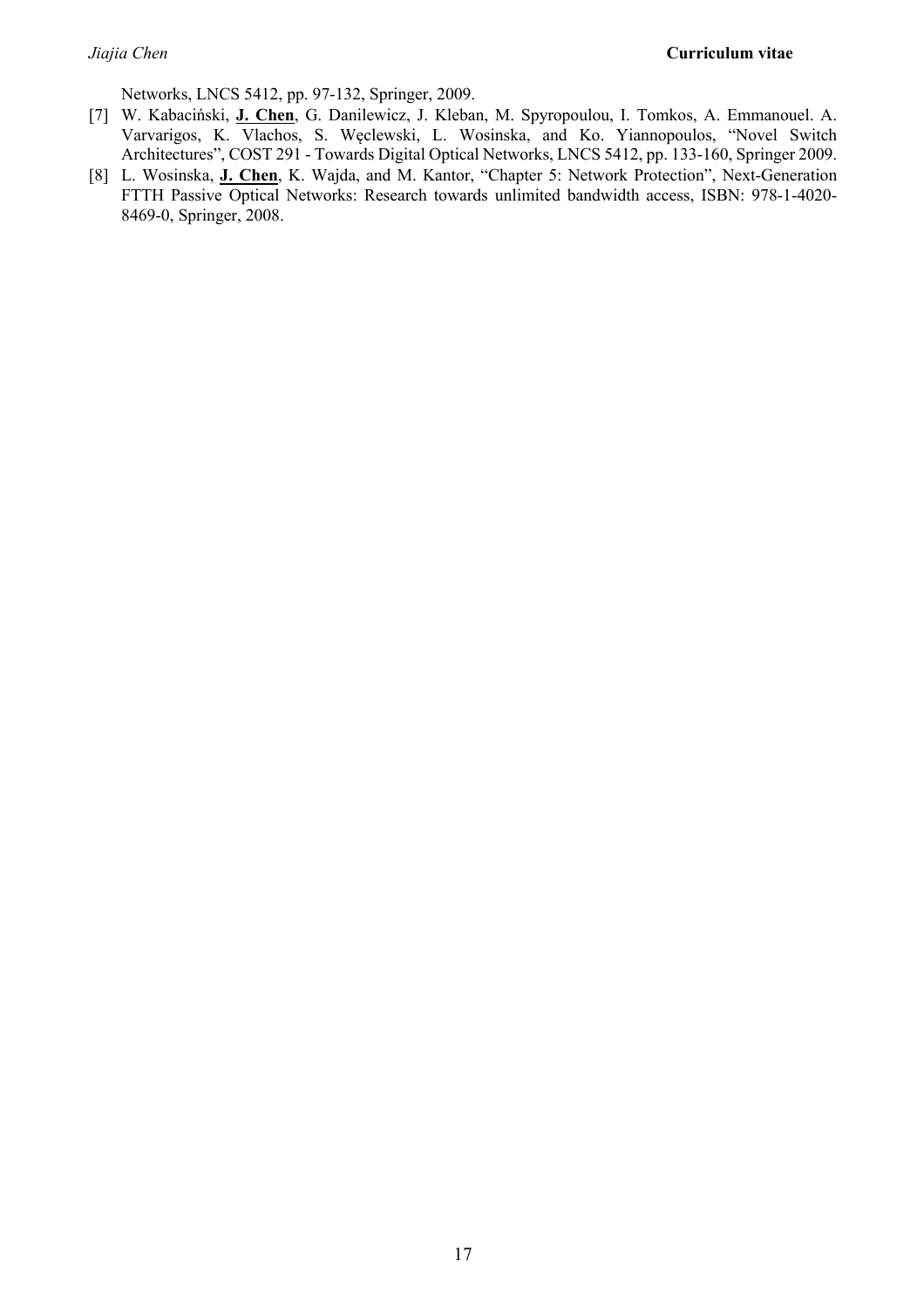Networks, LNCS 5412, pp. 97-132, Springer, 2009.

[7] W. Kabaciński, **J. Chen**, G. Danilewicz, J. Kleban, M. Spyropoulou, I. Tomkos, A. Emmanouel. A. Varvarigos, K. Vlachos, S. Węclewski, L. Wosinska, and Ko. Yiannopoulos, "Novel Switch Architectures", COST 291 - Towards Digital Optical Networks, LNCS 5412, pp. 133-160, Springer 2009.

[8] L. Wosinska, **J. Chen**, K. Wajda, and M. Kantor, "Chapter 5: Network Protection", Next-Generation FTTH Passive Optical Networks: Research towards unlimited bandwidth access, ISBN: 978-1-4020-8469-0, Springer, 2008.